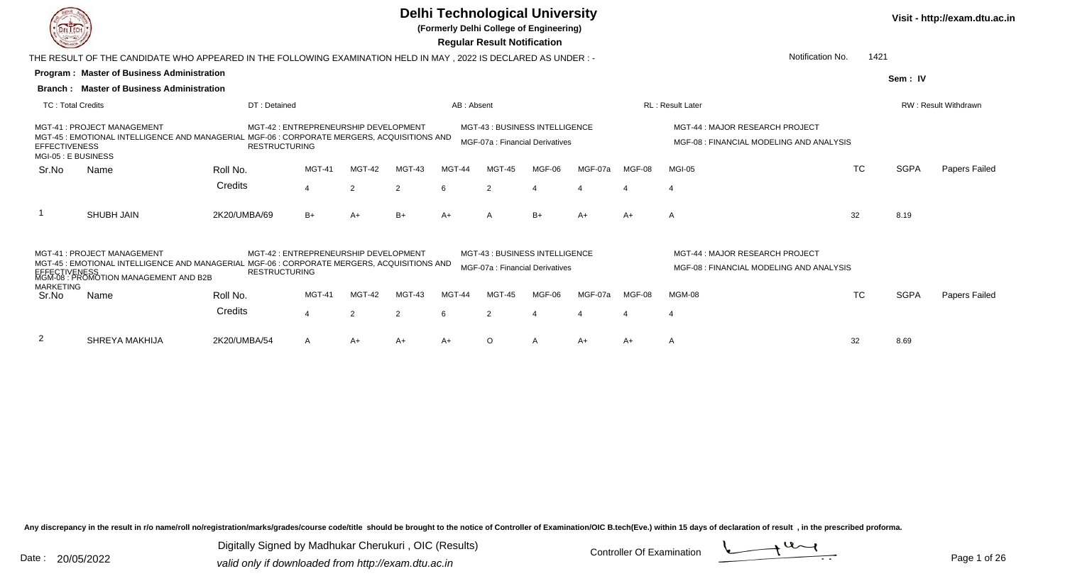# Delhi Technological University

**(Formerly Delhi College of Engineering)**

**Regular Result Notification**

Visit - http://exam.dtu.ac.in

THE RESULT OF THE CANDIDATE WHO APPEARED IN THE FOLLOWING EXAMINATION HELD IN MAY , 2022 IS DECLARED AS UNDER : -

Notification No. 1421

**Program : Master of Business Administration**

**Sem : IV**

**Branch : Master of Business Administration**

TC : Total Credits | DT : Detained | AB : Absent | RL : Result Later | RW : Result Withdrawn

MGT-41 : PROJECT MANAGEMENT
MGT-42 : ENTREPRENEURSHIP DEVELOPMENT
MGT-43 : BUSINESS INTELLIGENCE
MGT-44 : MAJOR RESEARCH PROJECT
MGT-45 : EMOTIONAL INTELLIGENCE AND MANAGERIAL EFFECTIVENESS
MGF-06 : CORPORATE MERGERS, ACQUISITIONS AND RESTRUCTURING
MGF-07a : Financial Derivatives
MGF-08 : FINANCIAL MODELING AND ANALYSIS
MGI-05 : E BUSINESS

| Sr.No | Name | Roll No. | MGT-41 | MGT-42 | MGT-43 | MGT-44 | MGT-45 | MGF-06 | MGF-07a | MGF-08 | MGI-05 | TC | SGPA | Papers Failed |
|---|---|---|---|---|---|---|---|---|---|---|---|---|---|---|
| | | Credits | 4 | 2 | 2 | 6 | 2 | 4 | 4 | 4 | 4 | | | |
| 1 | SHUBH JAIN | 2K20/UMBA/69 | B+ | A+ | B+ | A+ | A | B+ | A+ | A+ | A | 32 | 8.19 | |

MGT-41 : PROJECT MANAGEMENT
MGT-42 : ENTREPRENEURSHIP DEVELOPMENT
MGT-43 : BUSINESS INTELLIGENCE
MGT-44 : MAJOR RESEARCH PROJECT
MGT-45 : EMOTIONAL INTELLIGENCE AND MANAGERIAL EFFECTIVENESS
MGF-06 : CORPORATE MERGERS, ACQUISITIONS AND RESTRUCTURING
MGF-07a : Financial Derivatives
MGF-08 : FINANCIAL MODELING AND ANALYSIS
MGM-08 : PROMOTION MANAGEMENT AND B2B MARKETING

| Sr.No | Name | Roll No. | MGT-41 | MGT-42 | MGT-43 | MGT-44 | MGT-45 | MGF-06 | MGF-07a | MGF-08 | MGM-08 | TC | SGPA | Papers Failed |
|---|---|---|---|---|---|---|---|---|---|---|---|---|---|---|
| | | Credits | 4 | 2 | 2 | 6 | 2 | 4 | 4 | 4 | 4 | | | |
| 2 | SHREYA MAKHIJA | 2K20/UMBA/54 | A | A+ | A+ | A+ | O | A | A+ | A+ | A | 32 | 8.69 | |

Any discrepancy in the result in r/o name/roll no/registration/marks/grades/course code/title should be brought to the notice of Controller of Examination/OIC B.tech(Eve.) within 15 days of declaration of result , in the prescribed proforma.

Date : 20/05/2022

Digitally Signed by Madhukar Cherukuri , OIC (Results)
valid only if downloaded from http://exam.dtu.ac.in

Controller Of Examination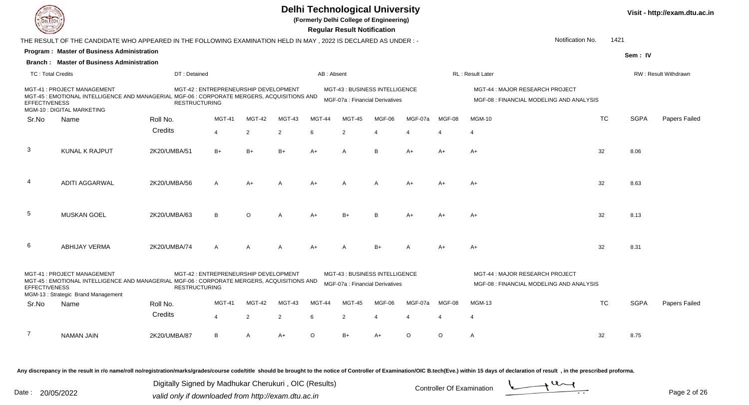# Delhi Technological University

**(Formerly Delhi College of Engineering)**

**Regular Result Notification**

Visit - http://exam.dtu.ac.in

THE RESULT OF THE CANDIDATE WHO APPEARED IN THE FOLLOWING EXAMINATION HELD IN MAY , 2022 IS DECLARED AS UNDER : -

Notification No. 1421

**Program : Master of Business Administration**

**Branch : Master of Business Administration**

Sem : IV

TC : Total Credits | DT : Detained | AB : Absent | RL : Result Later | RW : Result Withdrawn

MGT-41 : PROJECT MANAGEMENT
MGT-42 : ENTREPRENEURSHIP DEVELOPMENT
MGT-43 : BUSINESS INTELLIGENCE
MGT-44 : MAJOR RESEARCH PROJECT
MGT-45 : EMOTIONAL INTELLIGENCE AND MANAGERIAL EFFECTIVENESS
MGF-06 : CORPORATE MERGERS, ACQUISITIONS AND RESTRUCTURING
MGF-07a : Financial Derivatives
MGF-08 : FINANCIAL MODELING AND ANALYSIS
MGM-10 : DIGITAL MARKETING

| Sr.No | Name | Roll No. | MGT-41 | MGT-42 | MGT-43 | MGT-44 | MGT-45 | MGF-06 | MGF-07a | MGF-08 | MGM-10 | TC | SGPA | Papers Failed |
|---|---|---|---|---|---|---|---|---|---|---|---|---|---|---|
| | | Credits | 4 | 2 | 2 | 6 | 2 | 4 | 4 | 4 | 4 | | | |
| 3 | KUNAL K RAJPUT | 2K20/UMBA/51 | B+ | B+ | B+ | A+ | A | B | A+ | A+ | A+ | 32 | 8.06 | |
| 4 | ADITI AGGARWAL | 2K20/UMBA/56 | A | A+ | A | A+ | A | A | A+ | A+ | A+ | 32 | 8.63 | |
| 5 | MUSKAN GOEL | 2K20/UMBA/63 | B | O | A | A+ | B+ | B | A+ | A+ | A+ | 32 | 8.13 | |
| 6 | ABHIJAY VERMA | 2K20/UMBA/74 | A | A | A | A+ | A | B+ | A | A+ | A+ | 32 | 8.31 | |

MGT-41 : PROJECT MANAGEMENT
MGT-42 : ENTREPRENEURSHIP DEVELOPMENT
MGT-43 : BUSINESS INTELLIGENCE
MGT-44 : MAJOR RESEARCH PROJECT
MGT-45 : EMOTIONAL INTELLIGENCE AND MANAGERIAL EFFECTIVENESS
MGF-06 : CORPORATE MERGERS, ACQUISITIONS AND RESTRUCTURING
MGF-07a : Financial Derivatives
MGF-08 : FINANCIAL MODELING AND ANALYSIS
MGM-13 : Strategic Brand Management

| Sr.No | Name | Roll No. | MGT-41 | MGT-42 | MGT-43 | MGT-44 | MGT-45 | MGF-06 | MGF-07a | MGF-08 | MGM-13 | TC | SGPA | Papers Failed |
|---|---|---|---|---|---|---|---|---|---|---|---|---|---|---|
| | | Credits | 4 | 2 | 2 | 6 | 2 | 4 | 4 | 4 | 4 | | | |
| 7 | NAMAN JAIN | 2K20/UMBA/87 | B | A | A+ | O | B+ | A+ | O | O | A | 32 | 8.75 | |

Any discrepancy in the result in r/o name/roll no/registration/marks/grades/course code/title should be brought to the notice of Controller of Examination/OIC B.tech(Eve.) within 15 days of declaration of result , in the prescribed proforma.

Date : 20/05/2022

Digitally Signed by Madhukar Cherukuri , OIC (Results)
valid only if downloaded from http://exam.dtu.ac.in

Controller Of Examination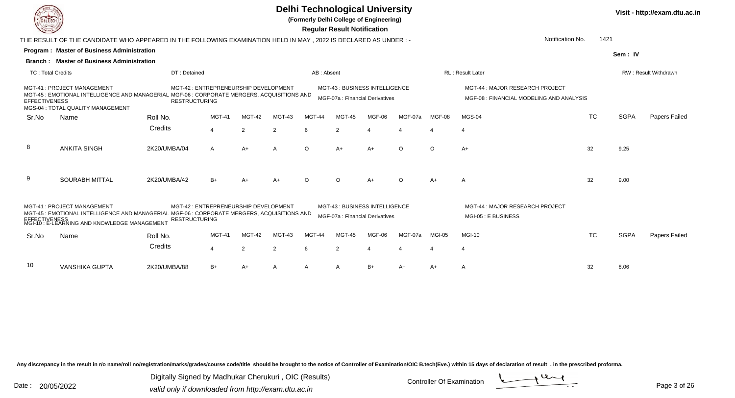# Delhi Technological University

**(Formerly Delhi College of Engineering)**

**Regular Result Notification**

Visit - http://exam.dtu.ac.in

THE RESULT OF THE CANDIDATE WHO APPEARED IN THE FOLLOWING EXAMINATION HELD IN MAY , 2022 IS DECLARED AS UNDER : -

Notification No. 1421

**Program : Master of Business Administration**

**Branch : Master of Business Administration**

Sem : IV

TC : Total Credits | DT : Detained | AB : Absent | RL : Result Later | RW : Result Withdrawn

MGT-41 : PROJECT MANAGEMENT
MGT-42 : ENTREPRENEURSHIP DEVELOPMENT
MGT-43 : BUSINESS INTELLIGENCE
MGT-44 : MAJOR RESEARCH PROJECT
MGT-45 : EMOTIONAL INTELLIGENCE AND MANAGERIAL EFFECTIVENESS
MGF-06 : CORPORATE MERGERS, ACQUISITIONS AND RESTRUCTURING
MGF-07a : Financial Derivatives
MGF-08 : FINANCIAL MODELING AND ANALYSIS
MGS-04 : TOTAL QUALITY MANAGEMENT

| Sr.No | Name | Roll No. | MGT-41 | MGT-42 | MGT-43 | MGT-44 | MGT-45 | MGF-06 | MGF-07a | MGF-08 | MGS-04 | TC | SGPA | Papers Failed |
|---|---|---|---|---|---|---|---|---|---|---|---|---|---|---|
| | | Credits | 4 | 2 | 2 | 6 | 2 | 4 | 4 | 4 | 4 | | | |
| 8 | ANKITA SINGH | 2K20/UMBA/04 | A | A+ | A | O | A+ | A+ | O | O | A+ | 32 | 9.25 | |
| 9 | SOURABH MITTAL | 2K20/UMBA/42 | B+ | A+ | A+ | O | O | A+ | O | A+ | A | 32 | 9.00 | |

MGT-41 : PROJECT MANAGEMENT
MGT-42 : ENTREPRENEURSHIP DEVELOPMENT
MGT-43 : BUSINESS INTELLIGENCE
MGT-44 : MAJOR RESEARCH PROJECT
MGT-45 : EMOTIONAL INTELLIGENCE AND MANAGERIAL EFFECTIVENESS
MGF-06 : CORPORATE MERGERS, ACQUISITIONS AND RESTRUCTURING
MGF-07a : Financial Derivatives
MGI-05 : E BUSINESS
MGI-10 : E-LEARNING AND KNOWLEDGE MANAGEMENT

| Sr.No | Name | Roll No. | MGT-41 | MGT-42 | MGT-43 | MGT-44 | MGT-45 | MGF-06 | MGF-07a | MGI-05 | MGI-10 | TC | SGPA | Papers Failed |
|---|---|---|---|---|---|---|---|---|---|---|---|---|---|---|
| | | Credits | 4 | 2 | 2 | 6 | 2 | 4 | 4 | 4 | 4 | | | |
| 10 | VANSHIKA GUPTA | 2K20/UMBA/88 | B+ | A+ | A | A | A | B+ | A+ | A+ | A | 32 | 8.06 | |

Any discrepancy in the result in r/o name/roll no/registration/marks/grades/course code/title should be brought to the notice of Controller of Examination/OIC B.tech(Eve.) within 15 days of declaration of result , in the prescribed proforma.

Date : 20/05/2022

Digitally Signed by Madhukar Cherukuri , OIC (Results)
valid only if downloaded from http://exam.dtu.ac.in

Controller Of Examination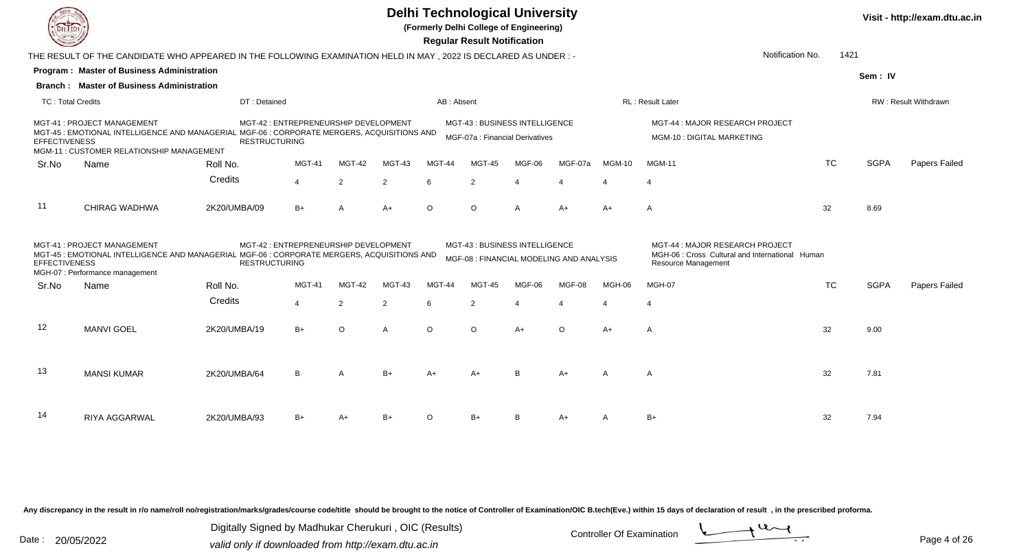# Delhi Technological University

**(Formerly Delhi College of Engineering)**

**Regular Result Notification**

Visit - http://exam.dtu.ac.in

THE RESULT OF THE CANDIDATE WHO APPEARED IN THE FOLLOWING EXAMINATION HELD IN MAY , 2022 IS DECLARED AS UNDER : -

Notification No. 1421

**Program : Master of Business Administration**

**Sem : IV**

**Branch : Master of Business Administration**

TC : Total Credits | DT : Detained | AB : Absent | RL : Result Later | RW : Result Withdrawn

MGT-41 : PROJECT MANAGEMENT
MGT-42 : ENTREPRENEURSHIP DEVELOPMENT
MGT-43 : BUSINESS INTELLIGENCE
MGT-44 : MAJOR RESEARCH PROJECT
MGT-45 : EMOTIONAL INTELLIGENCE AND MANAGERIAL EFFECTIVENESS
MGF-06 : CORPORATE MERGERS, ACQUISITIONS AND RESTRUCTURING
MGF-07a : Financial Derivatives
MGM-10 : DIGITAL MARKETING
MGM-11 : CUSTOMER RELATIONSHIP MANAGEMENT

| Sr.No | Name | Roll No. | MGT-41 | MGT-42 | MGT-43 | MGT-44 | MGT-45 | MGF-06 | MGF-07a | MGM-10 | MGM-11 | TC | SGPA | Papers Failed |
|---|---|---|---|---|---|---|---|---|---|---|---|---|---|---|
| | | Credits | 4 | 2 | 2 | 6 | 2 | 4 | 4 | 4 | 4 | | | |
| 11 | CHIRAG WADHWA | 2K20/UMBA/09 | B+ | A | A+ | O | O | A | A+ | A+ | A | 32 | 8.69 | |

MGT-41 : PROJECT MANAGEMENT
MGT-42 : ENTREPRENEURSHIP DEVELOPMENT
MGT-43 : BUSINESS INTELLIGENCE
MGT-44 : MAJOR RESEARCH PROJECT
MGT-45 : EMOTIONAL INTELLIGENCE AND MANAGERIAL EFFECTIVENESS
MGF-06 : CORPORATE MERGERS, ACQUISITIONS AND RESTRUCTURING
MGF-08 : FINANCIAL MODELING AND ANALYSIS
MGH-06 : Cross Cultural and International Human Resource Management
MGH-07 : Performance management

| Sr.No | Name | Roll No. | MGT-41 | MGT-42 | MGT-43 | MGT-44 | MGT-45 | MGF-06 | MGF-08 | MGH-06 | MGH-07 | TC | SGPA | Papers Failed |
|---|---|---|---|---|---|---|---|---|---|---|---|---|---|---|
| | | Credits | 4 | 2 | 2 | 6 | 2 | 4 | 4 | 4 | 4 | | | |
| 12 | MANVI GOEL | 2K20/UMBA/19 | B+ | O | A | O | O | A+ | O | A+ | A | 32 | 9.00 | |
| 13 | MANSI KUMAR | 2K20/UMBA/64 | B | A | B+ | A+ | A+ | B | A+ | A | A | 32 | 7.81 | |
| 14 | RIYA AGGARWAL | 2K20/UMBA/93 | B+ | A+ | B+ | O | B+ | B | A+ | A | B+ | 32 | 7.94 | |

Any discrepancy in the result in r/o name/roll no/registration/marks/grades/course code/title should be brought to the notice of Controller of Examination/OIC B.tech(Eve.) within 15 days of declaration of result , in the prescribed proforma.

Date : 20/05/2022

Digitally Signed by Madhukar Cherukuri , OIC (Results)
valid only if downloaded from http://exam.dtu.ac.in

Controller Of Examination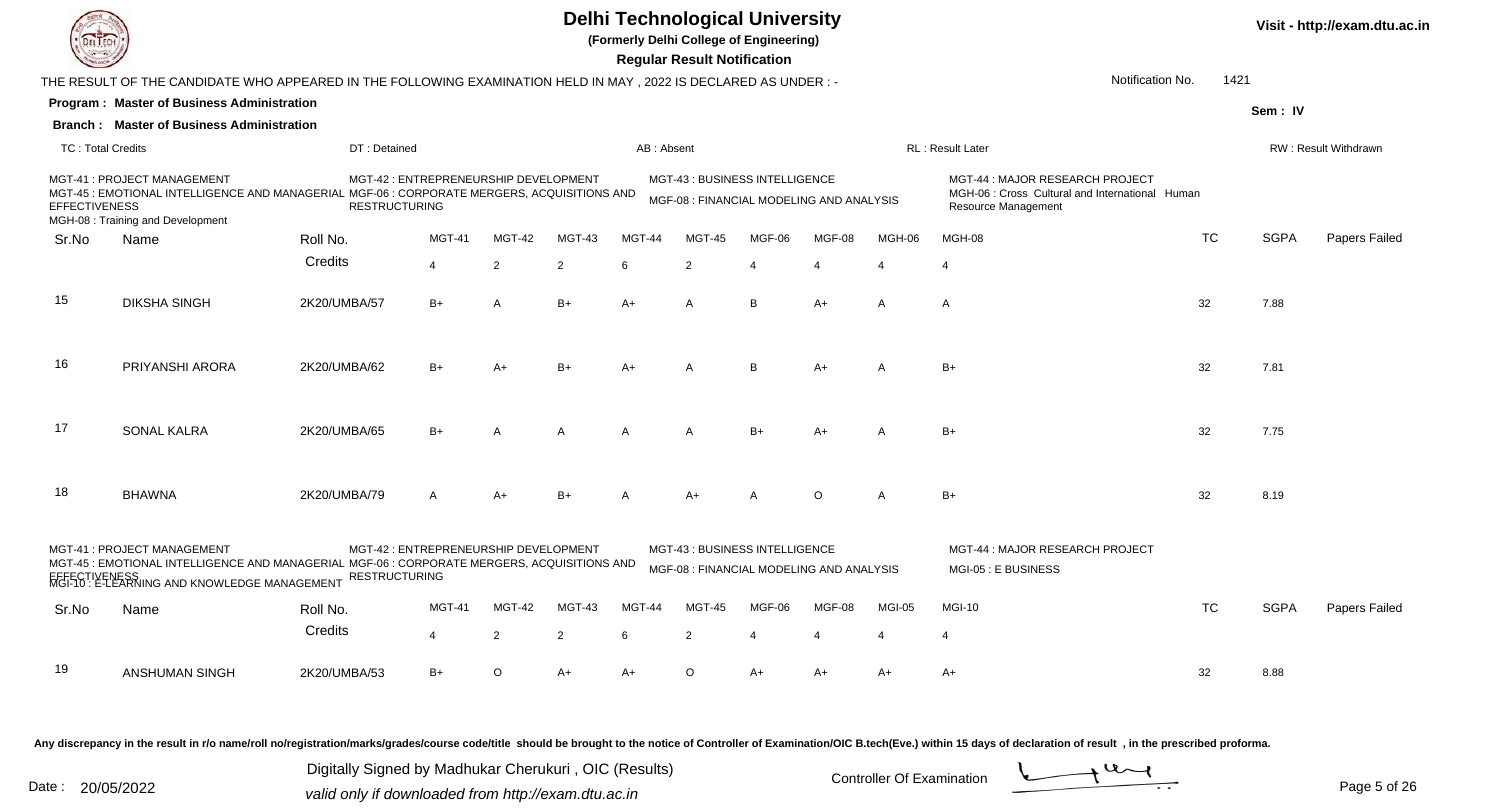# Delhi Technological University

**(Formerly Delhi College of Engineering)**

**Regular Result Notification**

Visit - http://exam.dtu.ac.in

THE RESULT OF THE CANDIDATE WHO APPEARED IN THE FOLLOWING EXAMINATION HELD IN MAY , 2022 IS DECLARED AS UNDER : -

Notification No. 1421

**Program : Master of Business Administration**

**Branch : Master of Business Administration**

Sem : IV

TC : Total Credits | DT : Detained | AB : Absent | RL : Result Later | RW : Result Withdrawn

MGT-41 : PROJECT MANAGEMENT
MGT-42 : ENTREPRENEURSHIP DEVELOPMENT
MGT-43 : BUSINESS INTELLIGENCE
MGT-44 : MAJOR RESEARCH PROJECT
MGT-45 : EMOTIONAL INTELLIGENCE AND MANAGERIAL EFFECTIVENESS
MGF-06 : CORPORATE MERGERS, ACQUISITIONS AND RESTRUCTURING
MGF-08 : FINANCIAL MODELING AND ANALYSIS
MGH-06 : Cross Cultural and International Human Resource Management
MGH-08 : Training and Development

| Sr.No | Name | Roll No. | MGT-41 | MGT-42 | MGT-43 | MGT-44 | MGT-45 | MGF-06 | MGF-08 | MGH-06 | MGH-08 | TC | SGPA | Papers Failed |
|---|---|---|---|---|---|---|---|---|---|---|---|---|---|---|
| | | Credits | 4 | 2 | 2 | 6 | 2 | 4 | 4 | 4 | 4 | | | |
| 15 | DIKSHA SINGH | 2K20/UMBA/57 | B+ | A | B+ | A+ | A | B | A+ | A | A | 32 | 7.88 | |
| 16 | PRIYANSHI ARORA | 2K20/UMBA/62 | B+ | A+ | B+ | A+ | A | B | A+ | A | B+ | 32 | 7.81 | |
| 17 | SONAL KALRA | 2K20/UMBA/65 | B+ | A | A | A | A | B+ | A+ | A | B+ | 32 | 7.75 | |
| 18 | BHAWNA | 2K20/UMBA/79 | A | A+ | B+ | A | A+ | A | O | A | B+ | 32 | 8.19 | |

MGT-41 : PROJECT MANAGEMENT
MGT-42 : ENTREPRENEURSHIP DEVELOPMENT
MGT-43 : BUSINESS INTELLIGENCE
MGT-44 : MAJOR RESEARCH PROJECT
MGT-45 : EMOTIONAL INTELLIGENCE AND MANAGERIAL EFFECTIVENESS
MGF-06 : CORPORATE MERGERS, ACQUISITIONS AND RESTRUCTURING
MGF-08 : FINANCIAL MODELING AND ANALYSIS
MGI-05 : E BUSINESS
MGI-10 : E-LEARNING AND KNOWLEDGE MANAGEMENT

| Sr.No | Name | Roll No. | MGT-41 | MGT-42 | MGT-43 | MGT-44 | MGT-45 | MGF-06 | MGF-08 | MGI-05 | MGI-10 | TC | SGPA | Papers Failed |
|---|---|---|---|---|---|---|---|---|---|---|---|---|---|---|
| | | Credits | 4 | 2 | 2 | 6 | 2 | 4 | 4 | 4 | 4 | | | |
| 19 | ANSHUMAN SINGH | 2K20/UMBA/53 | B+ | O | A+ | A+ | O | A+ | A+ | A+ | A+ | 32 | 8.88 | |

Any discrepancy in the result in r/o name/roll no/registration/marks/grades/course code/title should be brought to the notice of Controller of Examination/OIC B.tech(Eve.) within 15 days of declaration of result , in the prescribed proforma.

Date : 20/05/2022

Digitally Signed by Madhukar Cherukuri , OIC (Results)
valid only if downloaded from http://exam.dtu.ac.in

Controller Of Examination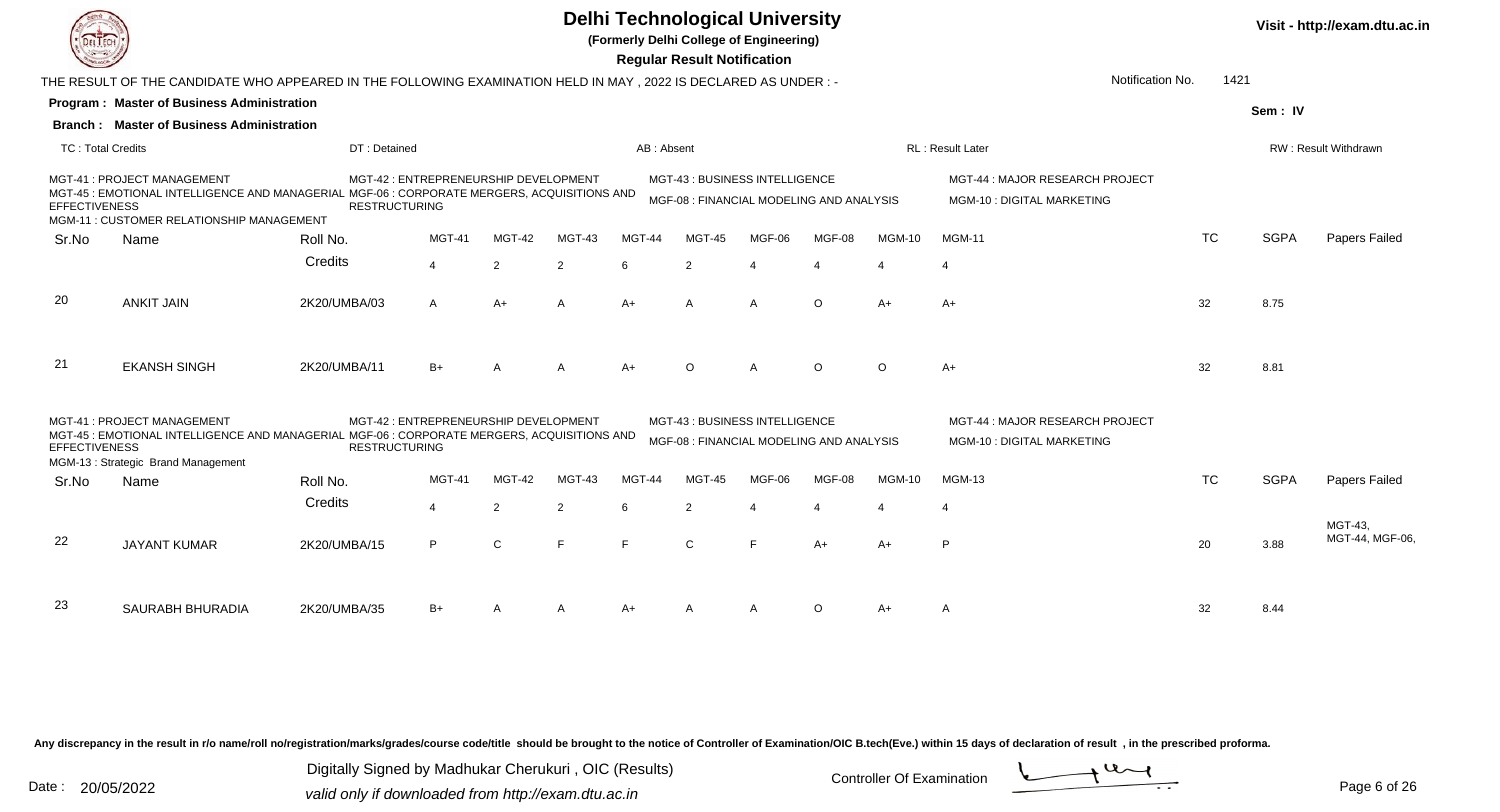# Delhi Technological University

**(Formerly Delhi College of Engineering)**

**Regular Result Notification**

Visit - http://exam.dtu.ac.in

THE RESULT OF THE CANDIDATE WHO APPEARED IN THE FOLLOWING EXAMINATION HELD IN MAY , 2022 IS DECLARED AS UNDER : -

Notification No. 1421

**Program : Master of Business Administration**

**Branch : Master of Business Administration**

Sem : IV

TC : Total Credits | DT : Detained | AB : Absent | RL : Result Later | RW : Result Withdrawn

MGT-41 : PROJECT MANAGEMENT
MGT-42 : ENTREPRENEURSHIP DEVELOPMENT
MGT-43 : BUSINESS INTELLIGENCE
MGT-44 : MAJOR RESEARCH PROJECT
MGT-45 : EMOTIONAL INTELLIGENCE AND MANAGERIAL EFFECTIVENESS
MGF-06 : CORPORATE MERGERS, ACQUISITIONS AND RESTRUCTURING
MGF-08 : FINANCIAL MODELING AND ANALYSIS
MGM-10 : DIGITAL MARKETING
MGM-11 : CUSTOMER RELATIONSHIP MANAGEMENT

| Sr.No | Name | Roll No. | MGT-41 | MGT-42 | MGT-43 | MGT-44 | MGT-45 | MGF-06 | MGF-08 | MGM-10 | MGM-11 | TC | SGPA | Papers Failed |
|---|---|---|---|---|---|---|---|---|---|---|---|---|---|---|
| | | Credits | 4 | 2 | 2 | 6 | 2 | 4 | 4 | 4 | 4 | | | |
| 20 | ANKIT JAIN | 2K20/UMBA/03 | A | A+ | A | A+ | A | A | O | A+ | A+ | 32 | 8.75 | |
| 21 | EKANSH SINGH | 2K20/UMBA/11 | B+ | A | A | A+ | O | A | O | O | A+ | 32 | 8.81 | |

MGT-41 : PROJECT MANAGEMENT
MGT-42 : ENTREPRENEURSHIP DEVELOPMENT
MGT-43 : BUSINESS INTELLIGENCE
MGT-44 : MAJOR RESEARCH PROJECT
MGT-45 : EMOTIONAL INTELLIGENCE AND MANAGERIAL EFFECTIVENESS
MGF-06 : CORPORATE MERGERS, ACQUISITIONS AND RESTRUCTURING
MGF-08 : FINANCIAL MODELING AND ANALYSIS
MGM-10 : DIGITAL MARKETING
MGM-13 : Strategic Brand Management

| Sr.No | Name | Roll No. | MGT-41 | MGT-42 | MGT-43 | MGT-44 | MGT-45 | MGF-06 | MGF-08 | MGM-10 | MGM-13 | TC | SGPA | Papers Failed |
|---|---|---|---|---|---|---|---|---|---|---|---|---|---|---|
| | | Credits | 4 | 2 | 2 | 6 | 2 | 4 | 4 | 4 | 4 | | | |
| 22 | JAYANT KUMAR | 2K20/UMBA/15 | P | C | F | F | C | F | A+ | A+ | P | 20 | 3.88 | MGT-43, MGT-44, MGF-06, |
| 23 | SAURABH BHURADIA | 2K20/UMBA/35 | B+ | A | A | A+ | A | A | O | A+ | A | 32 | 8.44 | |

Any discrepancy in the result in r/o name/roll no/registration/marks/grades/course code/title should be brought to the notice of Controller of Examination/OIC B.tech(Eve.) within 15 days of declaration of result , in the prescribed proforma.

Date : 20/05/2022

Digitally Signed by Madhukar Cherukuri , OIC (Results)
valid only if downloaded from http://exam.dtu.ac.in

Controller Of Examination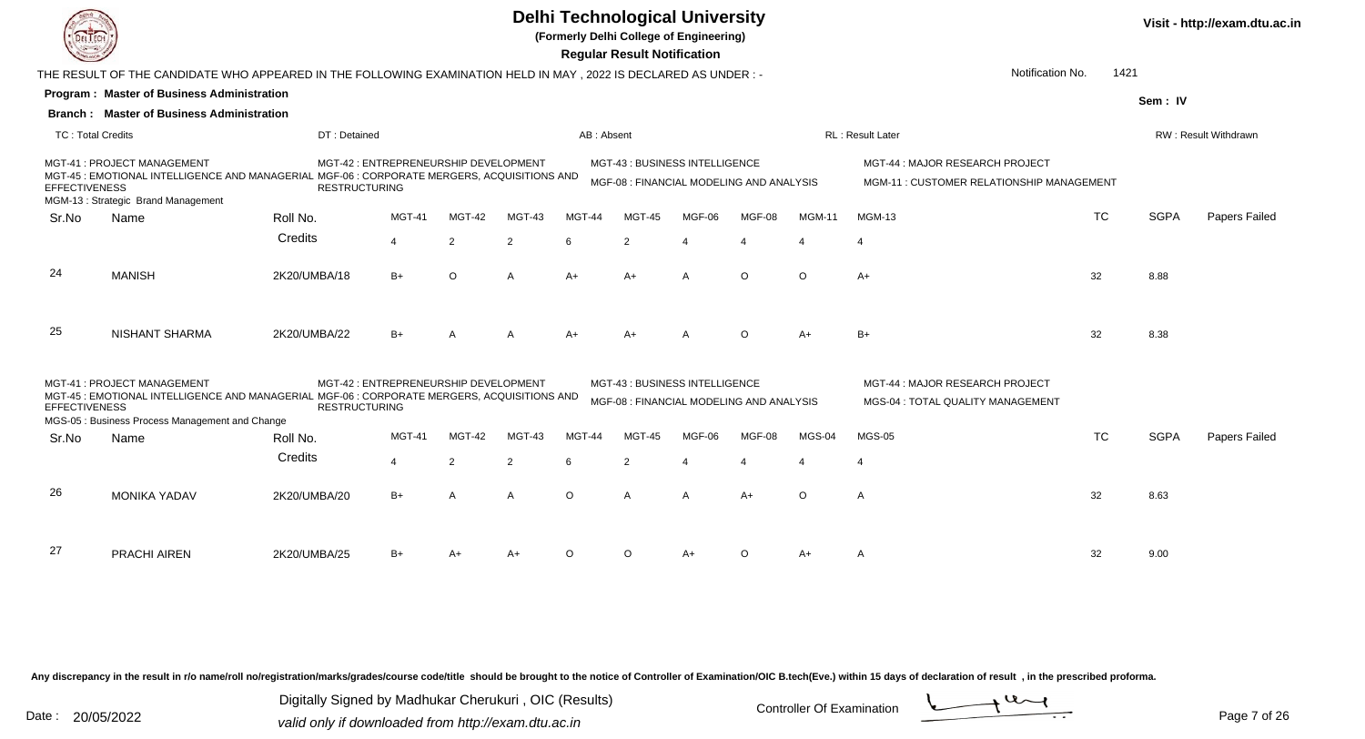# Delhi Technological University

**(Formerly Delhi College of Engineering)**

**Regular Result Notification**

Visit - http://exam.dtu.ac.in

THE RESULT OF THE CANDIDATE WHO APPEARED IN THE FOLLOWING EXAMINATION HELD IN MAY , 2022 IS DECLARED AS UNDER : -

Notification No. 1421

**Program : Master of Business Administration**

**Branch : Master of Business Administration**

Sem : IV

TC : Total Credits | DT : Detained | AB : Absent | RL : Result Later | RW : Result Withdrawn

MGT-41 : PROJECT MANAGEMENT
MGT-42 : ENTREPRENEURSHIP DEVELOPMENT
MGT-43 : BUSINESS INTELLIGENCE
MGT-44 : MAJOR RESEARCH PROJECT
MGT-45 : EMOTIONAL INTELLIGENCE AND MANAGERIAL EFFECTIVENESS
MGF-06 : CORPORATE MERGERS, ACQUISITIONS AND RESTRUCTURING
MGF-08 : FINANCIAL MODELING AND ANALYSIS
MGM-11 : CUSTOMER RELATIONSHIP MANAGEMENT
MGM-13 : Strategic Brand Management

| Sr.No | Name | Roll No. | MGT-41 | MGT-42 | MGT-43 | MGT-44 | MGT-45 | MGF-06 | MGF-08 | MGM-11 | MGM-13 | TC | SGPA | Papers Failed |
|---|---|---|---|---|---|---|---|---|---|---|---|---|---|---|
| | | Credits | 4 | 2 | 2 | 6 | 2 | 4 | 4 | 4 | 4 | | | |
| 24 | MANISH | 2K20/UMBA/18 | B+ | O | A | A+ | A+ | A | O | O | A+ | 32 | 8.88 | |
| 25 | NISHANT SHARMA | 2K20/UMBA/22 | B+ | A | A | A+ | A+ | A | O | A+ | B+ | 32 | 8.38 | |

MGT-41 : PROJECT MANAGEMENT
MGT-42 : ENTREPRENEURSHIP DEVELOPMENT
MGT-43 : BUSINESS INTELLIGENCE
MGT-44 : MAJOR RESEARCH PROJECT
MGT-45 : EMOTIONAL INTELLIGENCE AND MANAGERIAL EFFECTIVENESS
MGF-06 : CORPORATE MERGERS, ACQUISITIONS AND RESTRUCTURING
MGF-08 : FINANCIAL MODELING AND ANALYSIS
MGS-04 : TOTAL QUALITY MANAGEMENT
MGS-05 : Business Process Management and Change

| Sr.No | Name | Roll No. | MGT-41 | MGT-42 | MGT-43 | MGT-44 | MGT-45 | MGF-06 | MGF-08 | MGS-04 | MGS-05 | TC | SGPA | Papers Failed |
|---|---|---|---|---|---|---|---|---|---|---|---|---|---|---|
| | | Credits | 4 | 2 | 2 | 6 | 2 | 4 | 4 | 4 | 4 | | | |
| 26 | MONIKA YADAV | 2K20/UMBA/20 | B+ | A | A | O | A | A | A+ | O | A | 32 | 8.63 | |
| 27 | PRACHI AIREN | 2K20/UMBA/25 | B+ | A+ | A+ | O | O | A+ | O | A+ | A | 32 | 9.00 | |

Any discrepancy in the result in r/o name/roll no/registration/marks/grades/course code/title should be brought to the notice of Controller of Examination/OIC B.tech(Eve.) within 15 days of declaration of result , in the prescribed proforma.

Date : 20/05/2022

Digitally Signed by Madhukar Cherukuri , OIC (Results)
valid only if downloaded from http://exam.dtu.ac.in

Controller Of Examination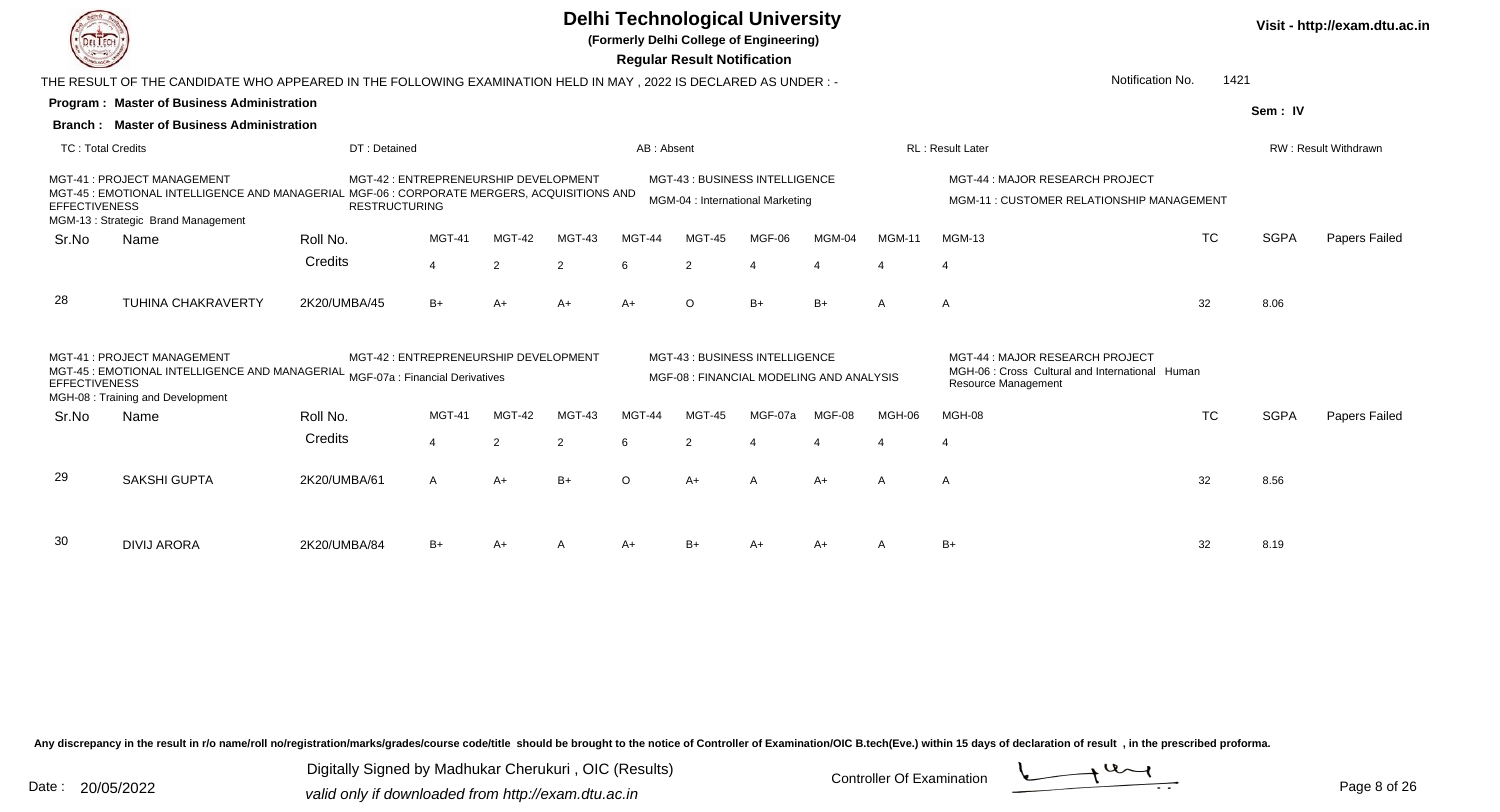# Delhi Technological University

**(Formerly Delhi College of Engineering)**

**Regular Result Notification**

Visit - http://exam.dtu.ac.in

THE RESULT OF THE CANDIDATE WHO APPEARED IN THE FOLLOWING EXAMINATION HELD IN MAY , 2022 IS DECLARED AS UNDER : -

Notification No. 1421

**Program : Master of Business Administration**

**Branch : Master of Business Administration**

Sem : IV

TC : Total Credits | DT : Detained | AB : Absent | RL : Result Later | RW : Result Withdrawn

MGT-41 : PROJECT MANAGEMENT
MGT-42 : ENTREPRENEURSHIP DEVELOPMENT
MGT-43 : BUSINESS INTELLIGENCE
MGT-44 : MAJOR RESEARCH PROJECT
MGT-45 : EMOTIONAL INTELLIGENCE AND MANAGERIAL EFFECTIVENESS
MGF-06 : CORPORATE MERGERS, ACQUISITIONS AND RESTRUCTURING
MGM-04 : International Marketing
MGM-11 : CUSTOMER RELATIONSHIP MANAGEMENT
MGM-13 : Strategic Brand Management

| Sr.No | Name | Roll No. | MGT-41 | MGT-42 | MGT-43 | MGT-44 | MGT-45 | MGF-06 | MGM-04 | MGM-11 | MGM-13 | TC | SGPA | Papers Failed |
|---|---|---|---|---|---|---|---|---|---|---|---|---|---|---|
| | | Credits | 4 | 2 | 2 | 6 | 2 | 4 | 4 | 4 | 4 | | | |
| 28 | TUHINA CHAKRAVERTY | 2K20/UMBA/45 | B+ | A+ | A+ | A+ | O | B+ | B+ | A | A | 32 | 8.06 | |

MGT-41 : PROJECT MANAGEMENT
MGT-42 : ENTREPRENEURSHIP DEVELOPMENT
MGT-43 : BUSINESS INTELLIGENCE
MGT-44 : MAJOR RESEARCH PROJECT
MGT-45 : EMOTIONAL INTELLIGENCE AND MANAGERIAL EFFECTIVENESS
MGF-07a : Financial Derivatives
MGF-08 : FINANCIAL MODELING AND ANALYSIS
MGH-06 : Cross Cultural and International Human Resource Management
MGH-08 : Training and Development

| Sr.No | Name | Roll No. | MGT-41 | MGT-42 | MGT-43 | MGT-44 | MGT-45 | MGF-07a | MGF-08 | MGH-06 | MGH-08 | TC | SGPA | Papers Failed |
|---|---|---|---|---|---|---|---|---|---|---|---|---|---|---|
| | | Credits | 4 | 2 | 2 | 6 | 2 | 4 | 4 | 4 | 4 | | | |
| 29 | SAKSHI GUPTA | 2K20/UMBA/61 | A | A+ | B+ | O | A+ | A | A+ | A | A | 32 | 8.56 | |
| 30 | DIVIJ ARORA | 2K20/UMBA/84 | B+ | A+ | A | A+ | B+ | A+ | A+ | A | B+ | 32 | 8.19 | |

Any discrepancy in the result in r/o name/roll no/registration/marks/grades/course code/title should be brought to the notice of Controller of Examination/OIC B.tech(Eve.) within 15 days of declaration of result , in the prescribed proforma.

Date : 20/05/2022

Digitally Signed by Madhukar Cherukuri , OIC (Results)
valid only if downloaded from http://exam.dtu.ac.in

Controller Of Examination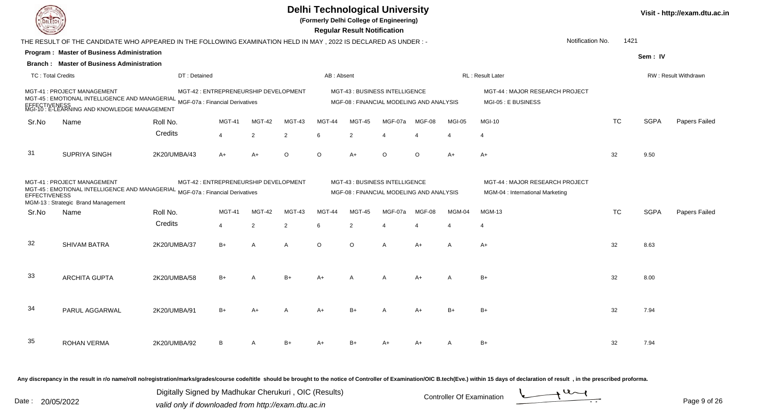# Delhi Technological University

**(Formerly Delhi College of Engineering)**

**Regular Result Notification**

Visit - http://exam.dtu.ac.in

THE RESULT OF THE CANDIDATE WHO APPEARED IN THE FOLLOWING EXAMINATION HELD IN MAY , 2022 IS DECLARED AS UNDER : -

Notification No. 1421

**Program : Master of Business Administration**

**Sem : IV**

**Branch : Master of Business Administration**

TC : Total Credits | DT : Detained | AB : Absent | RL : Result Later | RW : Result Withdrawn

MGT-41 : PROJECT MANAGEMENT
MGT-42 : ENTREPRENEURSHIP DEVELOPMENT
MGT-43 : BUSINESS INTELLIGENCE
MGT-44 : MAJOR RESEARCH PROJECT
MGT-45 : EMOTIONAL INTELLIGENCE AND MANAGERIAL EFFECTIVENESS
MGF-07a : Financial Derivatives
MGF-08 : FINANCIAL MODELING AND ANALYSIS
MGI-05 : E BUSINESS
MGI-10 : E-LEARNING AND KNOWLEDGE MANAGEMENT

| Sr.No | Name | Roll No. | MGT-41 | MGT-42 | MGT-43 | MGT-44 | MGT-45 | MGF-07a | MGF-08 | MGI-05 | MGI-10 | TC | SGPA | Papers Failed |
|---|---|---|---|---|---|---|---|---|---|---|---|---|---|---|
| | | Credits | 4 | 2 | 2 | 6 | 2 | 4 | 4 | 4 | 4 | | | |
| 31 | SUPRIYA SINGH | 2K20/UMBA/43 | A+ | A+ | O | O | A+ | O | O | A+ | A+ | 32 | 9.50 | |

MGT-41 : PROJECT MANAGEMENT
MGT-42 : ENTREPRENEURSHIP DEVELOPMENT
MGT-43 : BUSINESS INTELLIGENCE
MGT-44 : MAJOR RESEARCH PROJECT
MGT-45 : EMOTIONAL INTELLIGENCE AND MANAGERIAL EFFECTIVENESS
MGF-07a : Financial Derivatives
MGF-08 : FINANCIAL MODELING AND ANALYSIS
MGM-04 : International Marketing
MGM-13 : Strategic Brand Management

| Sr.No | Name | Roll No. | MGT-41 | MGT-42 | MGT-43 | MGT-44 | MGT-45 | MGF-07a | MGF-08 | MGM-04 | MGM-13 | TC | SGPA | Papers Failed |
|---|---|---|---|---|---|---|---|---|---|---|---|---|---|---|
| | | Credits | 4 | 2 | 2 | 6 | 2 | 4 | 4 | 4 | 4 | | | |
| 32 | SHIVAM BATRA | 2K20/UMBA/37 | B+ | A | A | O | O | A | A+ | A | A+ | 32 | 8.63 | |
| 33 | ARCHITA GUPTA | 2K20/UMBA/58 | B+ | A | B+ | A+ | A | A | A+ | A | B+ | 32 | 8.00 | |
| 34 | PARUL AGGARWAL | 2K20/UMBA/91 | B+ | A+ | A | A+ | B+ | A | A+ | B+ | B+ | 32 | 7.94 | |
| 35 | ROHAN VERMA | 2K20/UMBA/92 | B | A | B+ | A+ | B+ | A+ | A+ | A | B+ | 32 | 7.94 | |

Any discrepancy in the result in r/o name/roll no/registration/marks/grades/course code/title should be brought to the notice of Controller of Examination/OIC B.tech(Eve.) within 15 days of declaration of result , in the prescribed proforma.

Date : 20/05/2022

Digitally Signed by Madhukar Cherukuri , OIC (Results)
valid only if downloaded from http://exam.dtu.ac.in

Controller Of Examination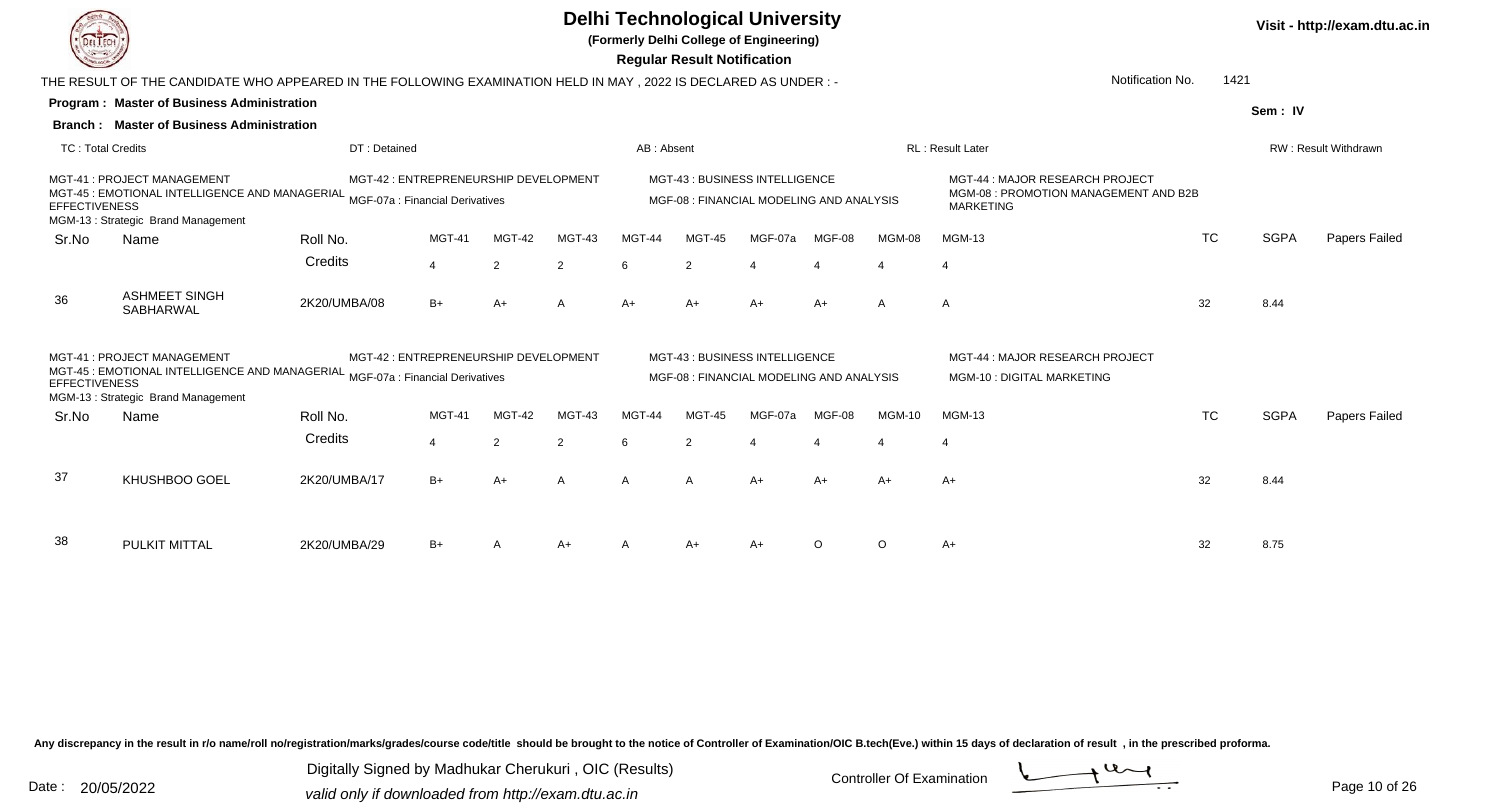# Delhi Technological University

**(Formerly Delhi College of Engineering)**

**Regular Result Notification**

Visit - http://exam.dtu.ac.in

THE RESULT OF THE CANDIDATE WHO APPEARED IN THE FOLLOWING EXAMINATION HELD IN MAY , 2022 IS DECLARED AS UNDER : -

Notification No. 1421

**Program : Master of Business Administration**

**Branch : Master of Business Administration**

Sem : IV

TC : Total Credits | DT : Detained | AB : Absent | RL : Result Later | RW : Result Withdrawn

MGT-41 : PROJECT MANAGEMENT
MGT-42 : ENTREPRENEURSHIP DEVELOPMENT
MGT-43 : BUSINESS INTELLIGENCE
MGT-44 : MAJOR RESEARCH PROJECT
MGT-45 : EMOTIONAL INTELLIGENCE AND MANAGERIAL EFFECTIVENESS
MGF-07a : Financial Derivatives
MGF-08 : FINANCIAL MODELING AND ANALYSIS
MGM-08 : PROMOTION MANAGEMENT AND B2B MARKETING
MGM-13 : Strategic Brand Management

| Sr.No | Name | Roll No. | MGT-41 | MGT-42 | MGT-43 | MGT-44 | MGT-45 | MGF-07a | MGF-08 | MGM-08 | MGM-13 | TC | SGPA | Papers Failed |
|---|---|---|---|---|---|---|---|---|---|---|---|---|---|---|
| | | Credits | 4 | 2 | 2 | 6 | 2 | 4 | 4 | 4 | 4 | | | |
| 36 | ASHMEET SINGH SABHARWAL | 2K20/UMBA/08 | B+ | A+ | A | A+ | A+ | A+ | A+ | A | A | 32 | 8.44 | |

MGT-41 : PROJECT MANAGEMENT
MGT-42 : ENTREPRENEURSHIP DEVELOPMENT
MGT-43 : BUSINESS INTELLIGENCE
MGT-44 : MAJOR RESEARCH PROJECT
MGT-45 : EMOTIONAL INTELLIGENCE AND MANAGERIAL EFFECTIVENESS
MGF-07a : Financial Derivatives
MGF-08 : FINANCIAL MODELING AND ANALYSIS
MGM-10 : DIGITAL MARKETING
MGM-13 : Strategic Brand Management

| Sr.No | Name | Roll No. | MGT-41 | MGT-42 | MGT-43 | MGT-44 | MGT-45 | MGF-07a | MGF-08 | MGM-10 | MGM-13 | TC | SGPA | Papers Failed |
|---|---|---|---|---|---|---|---|---|---|---|---|---|---|---|
| | | Credits | 4 | 2 | 2 | 6 | 2 | 4 | 4 | 4 | 4 | | | |
| 37 | KHUSHBOO GOEL | 2K20/UMBA/17 | B+ | A+ | A | A | A | A+ | A+ | A+ | A+ | 32 | 8.44 | |
| 38 | PULKIT MITTAL | 2K20/UMBA/29 | B+ | A | A+ | A | A+ | A+ | O | O | A+ | 32 | 8.75 | |

Any discrepancy in the result in r/o name/roll no/registration/marks/grades/course code/title should be brought to the notice of Controller of Examination/OIC B.tech(Eve.) within 15 days of declaration of result , in the prescribed proforma.

Date : 20/05/2022

Digitally Signed by Madhukar Cherukuri , OIC (Results)
valid only if downloaded from http://exam.dtu.ac.in

Controller Of Examination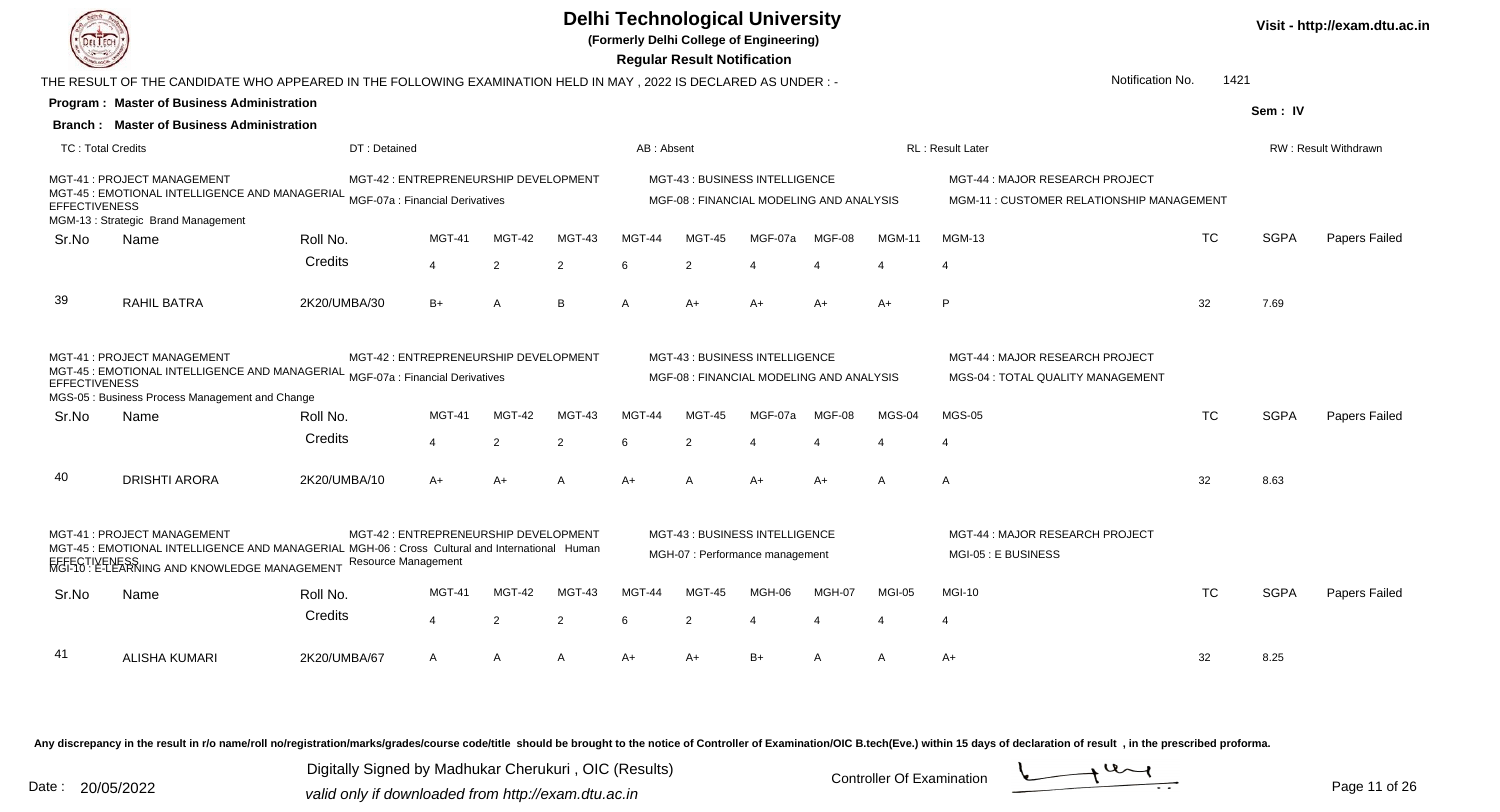# Delhi Technological University

**(Formerly Delhi College of Engineering)**

**Regular Result Notification**

Visit - http://exam.dtu.ac.in

THE RESULT OF THE CANDIDATE WHO APPEARED IN THE FOLLOWING EXAMINATION HELD IN MAY , 2022 IS DECLARED AS UNDER : -

Notification No. 1421

**Program : Master of Business Administration**

**Sem : IV**

**Branch : Master of Business Administration**

TC : Total Credits | DT : Detained | AB : Absent | RL : Result Later | RW : Result Withdrawn

MGT-41 : PROJECT MANAGEMENT
MGT-42 : ENTREPRENEURSHIP DEVELOPMENT
MGT-43 : BUSINESS INTELLIGENCE
MGT-44 : MAJOR RESEARCH PROJECT
MGT-45 : EMOTIONAL INTELLIGENCE AND MANAGERIAL EFFECTIVENESS
MGF-07a : Financial Derivatives
MGF-08 : FINANCIAL MODELING AND ANALYSIS
MGM-11 : CUSTOMER RELATIONSHIP MANAGEMENT
MGM-13 : Strategic Brand Management

| Sr.No | Name | Roll No. | MGT-41 | MGT-42 | MGT-43 | MGT-44 | MGT-45 | MGF-07a | MGF-08 | MGM-11 | MGM-13 | TC | SGPA | Papers Failed |
|---|---|---|---|---|---|---|---|---|---|---|---|---|---|---|
| | | Credits | 4 | 2 | 2 | 6 | 2 | 4 | 4 | 4 | 4 | | | |
| 39 | RAHIL BATRA | 2K20/UMBA/30 | B+ | A | B | A | A+ | A+ | A+ | A+ | P | 32 | 7.69 | |

MGT-41 : PROJECT MANAGEMENT
MGT-42 : ENTREPRENEURSHIP DEVELOPMENT
MGT-43 : BUSINESS INTELLIGENCE
MGT-44 : MAJOR RESEARCH PROJECT
MGT-45 : EMOTIONAL INTELLIGENCE AND MANAGERIAL EFFECTIVENESS
MGF-07a : Financial Derivatives
MGF-08 : FINANCIAL MODELING AND ANALYSIS
MGS-04 : TOTAL QUALITY MANAGEMENT
MGS-05 : Business Process Management and Change

| Sr.No | Name | Roll No. | MGT-41 | MGT-42 | MGT-43 | MGT-44 | MGT-45 | MGF-07a | MGF-08 | MGS-04 | MGS-05 | TC | SGPA | Papers Failed |
|---|---|---|---|---|---|---|---|---|---|---|---|---|---|---|
| | | Credits | 4 | 2 | 2 | 6 | 2 | 4 | 4 | 4 | 4 | | | |
| 40 | DRISHTI ARORA | 2K20/UMBA/10 | A+ | A+ | A | A+ | A | A+ | A+ | A | A | 32 | 8.63 | |

MGT-41 : PROJECT MANAGEMENT
MGT-42 : ENTREPRENEURSHIP DEVELOPMENT
MGT-43 : BUSINESS INTELLIGENCE
MGT-44 : MAJOR RESEARCH PROJECT
MGT-45 : EMOTIONAL INTELLIGENCE AND MANAGERIAL EFFECTIVENESS
MGH-06 : Cross Cultural and International Human Resource Management
MGH-07 : Performance management
MGI-05 : E BUSINESS
MGI-10 : E-LEARNING AND KNOWLEDGE MANAGEMENT

| Sr.No | Name | Roll No. | MGT-41 | MGT-42 | MGT-43 | MGT-44 | MGT-45 | MGH-06 | MGH-07 | MGI-05 | MGI-10 | TC | SGPA | Papers Failed |
|---|---|---|---|---|---|---|---|---|---|---|---|---|---|---|
| | | Credits | 4 | 2 | 2 | 6 | 2 | 4 | 4 | 4 | 4 | | | |
| 41 | ALISHA KUMARI | 2K20/UMBA/67 | A | A | A | A+ | A+ | B+ | A | A | A+ | 32 | 8.25 | |

Any discrepancy in the result in r/o name/roll no/registration/marks/grades/course code/title should be brought to the notice of Controller of Examination/OIC B.tech(Eve.) within 15 days of declaration of result , in the prescribed proforma.

Date : 20/05/2022

Digitally Signed by Madhukar Cherukuri , OIC (Results)
valid only if downloaded from http://exam.dtu.ac.in

Controller Of Examination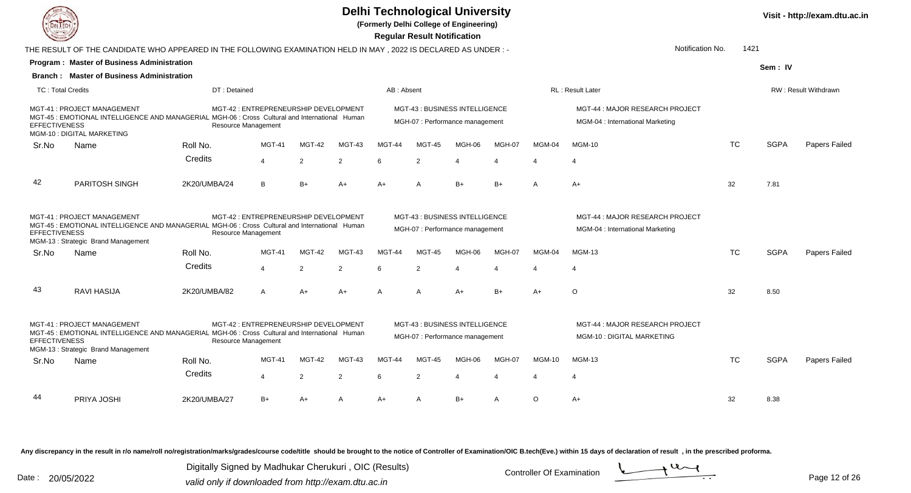# Delhi Technological University

**(Formerly Delhi College of Engineering)**

**Regular Result Notification**

Visit - http://exam.dtu.ac.in

THE RESULT OF THE CANDIDATE WHO APPEARED IN THE FOLLOWING EXAMINATION HELD IN MAY , 2022 IS DECLARED AS UNDER : -

Notification No. 1421

**Program : Master of Business Administration**

**Branch : Master of Business Administration**

Sem : IV

TC : Total Credits | DT : Detained | AB : Absent | RL : Result Later | RW : Result Withdrawn

MGT-41 : PROJECT MANAGEMENT
MGT-42 : ENTREPRENEURSHIP DEVELOPMENT
MGT-43 : BUSINESS INTELLIGENCE
MGT-44 : MAJOR RESEARCH PROJECT
MGT-45 : EMOTIONAL INTELLIGENCE AND MANAGERIAL EFFECTIVENESS
MGH-06 : Cross Cultural and International Human Resource Management
MGH-07 : Performance management
MGM-04 : International Marketing
MGM-10 : DIGITAL MARKETING

| Sr.No | Name | Roll No. | MGT-41 | MGT-42 | MGT-43 | MGT-44 | MGT-45 | MGH-06 | MGH-07 | MGM-04 | MGM-10 | TC | SGPA | Papers Failed |
|---|---|---|---|---|---|---|---|---|---|---|---|---|---|---|
| | | Credits | 4 | 2 | 2 | 6 | 2 | 4 | 4 | 4 | 4 | | | |
| 42 | PARITOSH SINGH | 2K20/UMBA/24 | B | B+ | A+ | A+ | A | B+ | B+ | A | A+ | 32 | 7.81 | |

MGT-41 : PROJECT MANAGEMENT
MGT-42 : ENTREPRENEURSHIP DEVELOPMENT
MGT-43 : BUSINESS INTELLIGENCE
MGT-44 : MAJOR RESEARCH PROJECT
MGT-45 : EMOTIONAL INTELLIGENCE AND MANAGERIAL EFFECTIVENESS
MGH-06 : Cross Cultural and International Human Resource Management
MGH-07 : Performance management
MGM-04 : International Marketing
MGM-13 : Strategic Brand Management

| Sr.No | Name | Roll No. | MGT-41 | MGT-42 | MGT-43 | MGT-44 | MGT-45 | MGH-06 | MGH-07 | MGM-04 | MGM-13 | TC | SGPA | Papers Failed |
|---|---|---|---|---|---|---|---|---|---|---|---|---|---|---|
| | | Credits | 4 | 2 | 2 | 6 | 2 | 4 | 4 | 4 | 4 | | | |
| 43 | RAVI HASIJA | 2K20/UMBA/82 | A | A+ | A+ | A | A | A+ | B+ | A+ | O | 32 | 8.50 | |

MGT-41 : PROJECT MANAGEMENT
MGT-42 : ENTREPRENEURSHIP DEVELOPMENT
MGT-43 : BUSINESS INTELLIGENCE
MGT-44 : MAJOR RESEARCH PROJECT
MGT-45 : EMOTIONAL INTELLIGENCE AND MANAGERIAL EFFECTIVENESS
MGH-06 : Cross Cultural and International Human Resource Management
MGH-07 : Performance management
MGM-10 : DIGITAL MARKETING
MGM-13 : Strategic Brand Management

| Sr.No | Name | Roll No. | MGT-41 | MGT-42 | MGT-43 | MGT-44 | MGT-45 | MGH-06 | MGH-07 | MGM-10 | MGM-13 | TC | SGPA | Papers Failed |
|---|---|---|---|---|---|---|---|---|---|---|---|---|---|---|
| | | Credits | 4 | 2 | 2 | 6 | 2 | 4 | 4 | 4 | 4 | | | |
| 44 | PRIYA JOSHI | 2K20/UMBA/27 | B+ | A+ | A | A+ | A | B+ | A | O | A+ | 32 | 8.38 | |

Any discrepancy in the result in r/o name/roll no/registration/marks/grades/course code/title should be brought to the notice of Controller of Examination/OIC B.tech(Eve.) within 15 days of declaration of result , in the prescribed proforma.

Date : 20/05/2022

Digitally Signed by Madhukar Cherukuri , OIC (Results)
valid only if downloaded from http://exam.dtu.ac.in

Controller Of Examination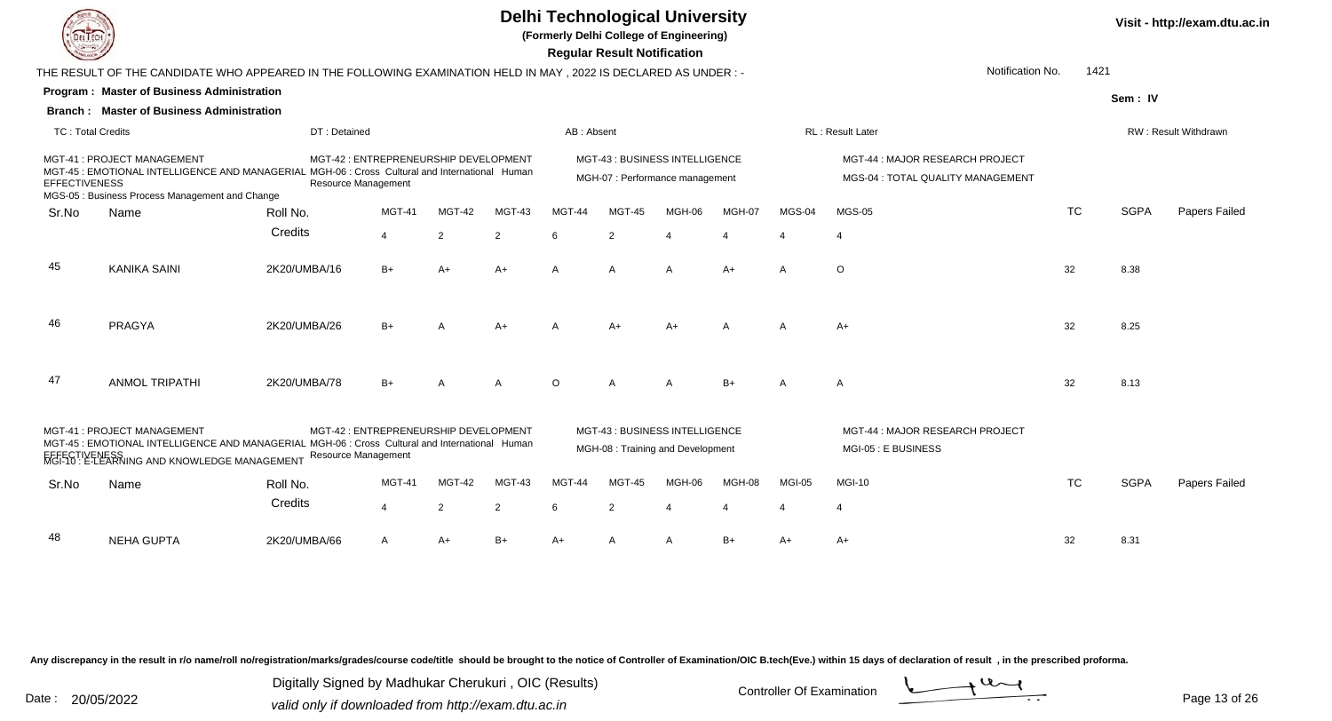# Delhi Technological University

**(Formerly Delhi College of Engineering)**

**Regular Result Notification**

Visit - http://exam.dtu.ac.in

THE RESULT OF THE CANDIDATE WHO APPEARED IN THE FOLLOWING EXAMINATION HELD IN MAY , 2022 IS DECLARED AS UNDER : -

Notification No. 1421

**Program : Master of Business Administration**

**Sem : IV**

**Branch : Master of Business Administration**

TC : Total Credits | DT : Detained | AB : Absent | RL : Result Later | RW : Result Withdrawn

MGT-41 : PROJECT MANAGEMENT
MGT-42 : ENTREPRENEURSHIP DEVELOPMENT
MGT-43 : BUSINESS INTELLIGENCE
MGT-44 : MAJOR RESEARCH PROJECT
MGT-45 : EMOTIONAL INTELLIGENCE AND MANAGERIAL EFFECTIVENESS
MGH-06 : Cross Cultural and International Human Resource Management
MGH-07 : Performance management
MGS-04 : TOTAL QUALITY MANAGEMENT
MGS-05 : Business Process Management and Change

| Sr.No | Name | Roll No. | MGT-41 | MGT-42 | MGT-43 | MGT-44 | MGT-45 | MGH-06 | MGH-07 | MGS-04 | MGS-05 | TC | SGPA | Papers Failed |
|---|---|---|---|---|---|---|---|---|---|---|---|---|---|---|
| | | Credits | 4 | 2 | 2 | 6 | 2 | 4 | 4 | 4 | 4 | | | |
| 45 | KANIKA SAINI | 2K20/UMBA/16 | B+ | A+ | A+ | A | A | A | A+ | A | O | 32 | 8.38 | |
| 46 | PRAGYA | 2K20/UMBA/26 | B+ | A | A+ | A | A+ | A+ | A | A | A+ | 32 | 8.25 | |
| 47 | ANMOL TRIPATHI | 2K20/UMBA/78 | B+ | A | A | O | A | A | B+ | A | A | 32 | 8.13 | |

MGT-41 : PROJECT MANAGEMENT
MGT-42 : ENTREPRENEURSHIP DEVELOPMENT
MGT-43 : BUSINESS INTELLIGENCE
MGT-44 : MAJOR RESEARCH PROJECT
MGT-45 : EMOTIONAL INTELLIGENCE AND MANAGERIAL EFFECTIVENESS
MGH-06 : Cross Cultural and International Human Resource Management
MGH-08 : Training and Development
MGI-05 : E BUSINESS
MGI-10 : E-LEARNING AND KNOWLEDGE MANAGEMENT

| Sr.No | Name | Roll No. | MGT-41 | MGT-42 | MGT-43 | MGT-44 | MGT-45 | MGH-06 | MGH-08 | MGI-05 | MGI-10 | TC | SGPA | Papers Failed |
|---|---|---|---|---|---|---|---|---|---|---|---|---|---|---|
| | | Credits | 4 | 2 | 2 | 6 | 2 | 4 | 4 | 4 | 4 | | | |
| 48 | NEHA GUPTA | 2K20/UMBA/66 | A | A+ | B+ | A+ | A | A | B+ | A+ | A+ | 32 | 8.31 | |

Any discrepancy in the result in r/o name/roll no/registration/marks/grades/course code/title should be brought to the notice of Controller of Examination/OIC B.tech(Eve.) within 15 days of declaration of result , in the prescribed proforma.

Date : 20/05/2022

Digitally Signed by Madhukar Cherukuri , OIC (Results)
valid only if downloaded from http://exam.dtu.ac.in

Controller Of Examination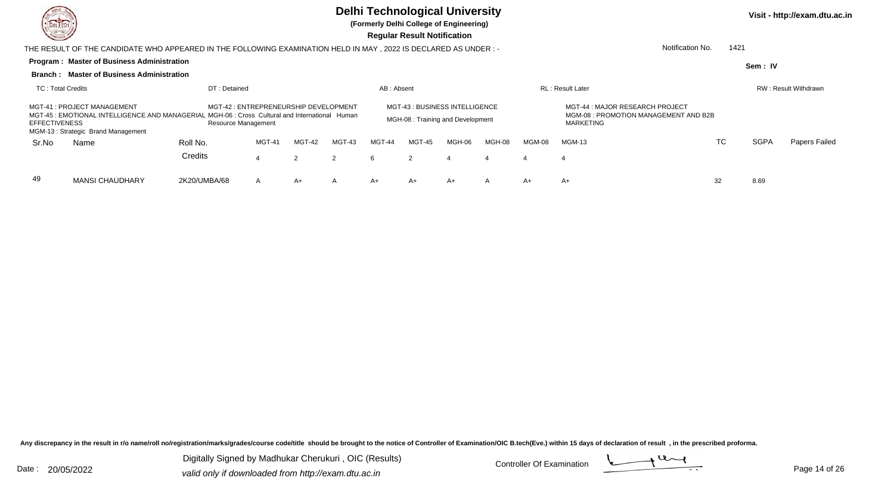# Delhi Technological University

**(Formerly Delhi College of Engineering)**

**Regular Result Notification**

Visit - http://exam.dtu.ac.in

THE RESULT OF THE CANDIDATE WHO APPEARED IN THE FOLLOWING EXAMINATION HELD IN MAY , 2022 IS DECLARED AS UNDER : -

Notification No. 1421

**Program : Master of Business Administration**

**Sem : IV**

**Branch : Master of Business Administration**

TC : Total Credits | DT : Detained | AB : Absent | RL : Result Later | RW : Result Withdrawn

MGT-41 : PROJECT MANAGEMENT
MGT-42 : ENTREPRENEURSHIP DEVELOPMENT
MGT-43 : BUSINESS INTELLIGENCE
MGT-44 : MAJOR RESEARCH PROJECT
MGT-45 : EMOTIONAL INTELLIGENCE AND MANAGERIAL EFFECTIVENESS
MGH-06 : Cross Cultural and International Human Resource Management
MGH-08 : Training and Development
MGM-08 : PROMOTION MANAGEMENT AND B2B MARKETING
MGM-13 : Strategic Brand Management

| Sr.No | Name | Roll No. | MGT-41 | MGT-42 | MGT-43 | MGT-44 | MGT-45 | MGH-06 | MGH-08 | MGM-08 | MGM-13 | TC | SGPA | Papers Failed |
|---|---|---|---|---|---|---|---|---|---|---|---|---|---|---|
| | | Credits | 4 | 2 | 2 | 6 | 2 | 4 | 4 | 4 | 4 | | | |
| 49 | MANSI CHAUDHARY | 2K20/UMBA/68 | A | A+ | A | A+ | A+ | A+ | A | A+ | A+ | 32 | 8.69 | |

Any discrepancy in the result in r/o name/roll no/registration/marks/grades/course code/title should be brought to the notice of Controller of Examination/OIC B.tech(Eve.) within 15 days of declaration of result , in the prescribed proforma.

Date : 20/05/2022

Digitally Signed by Madhukar Cherukuri , OIC (Results)
valid only if downloaded from http://exam.dtu.ac.in

Controller Of Examination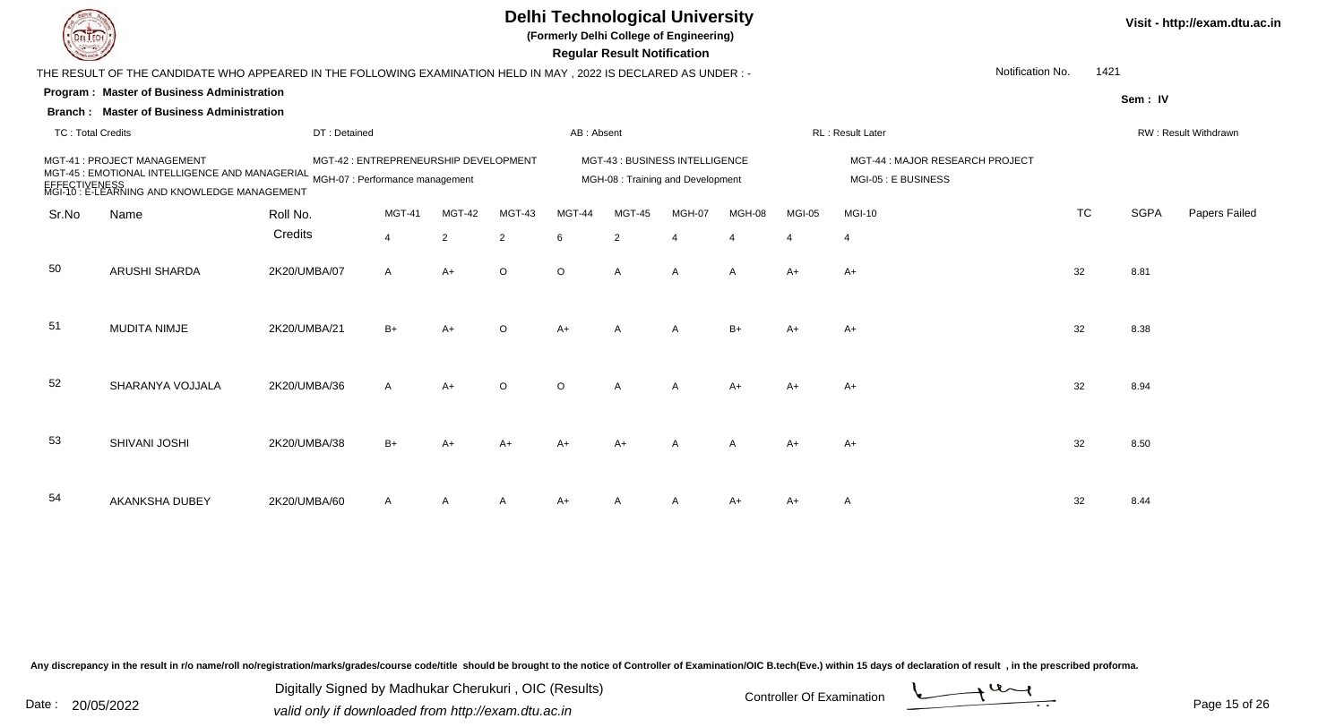# Delhi Technological University

**(Formerly Delhi College of Engineering)**

**Regular Result Notification**

Visit - http://exam.dtu.ac.in

THE RESULT OF THE CANDIDATE WHO APPEARED IN THE FOLLOWING EXAMINATION HELD IN MAY , 2022 IS DECLARED AS UNDER : -

Notification No. 1421

**Program : Master of Business Administration**

**Sem : IV**

**Branch : Master of Business Administration**

TC : Total Credits | DT : Detained | AB : Absent | RL : Result Later | RW : Result Withdrawn

MGT-41 : PROJECT MANAGEMENT
MGT-42 : ENTREPRENEURSHIP DEVELOPMENT
MGT-43 : BUSINESS INTELLIGENCE
MGT-44 : MAJOR RESEARCH PROJECT
MGT-45 : EMOTIONAL INTELLIGENCE AND MANAGERIAL EFFECTIVENESS
MGH-07 : Performance management
MGH-08 : Training and Development
MGI-05 : E BUSINESS
MGI-10 : E-LEARNING AND KNOWLEDGE MANAGEMENT

| Sr.No | Name | Roll No. | MGT-41 | MGT-42 | MGT-43 | MGT-44 | MGT-45 | MGH-07 | MGH-08 | MGI-05 | MGI-10 | TC | SGPA | Papers Failed |
|---|---|---|---|---|---|---|---|---|---|---|---|---|---|---|
| | | Credits | 4 | 2 | 2 | 6 | 2 | 4 | 4 | 4 | 4 | | | |
| 50 | ARUSHI SHARDA | 2K20/UMBA/07 | A | A+ | O | O | A | A | A | A+ | A+ | 32 | 8.81 | |
| 51 | MUDITA NIMJE | 2K20/UMBA/21 | B+ | A+ | O | A+ | A | A | B+ | A+ | A+ | 32 | 8.38 | |
| 52 | SHARANYA VOJJALA | 2K20/UMBA/36 | A | A+ | O | O | A | A | A+ | A+ | A+ | 32 | 8.94 | |
| 53 | SHIVANI JOSHI | 2K20/UMBA/38 | B+ | A+ | A+ | A+ | A+ | A | A | A+ | A+ | 32 | 8.50 | |
| 54 | AKANKSHA DUBEY | 2K20/UMBA/60 | A | A | A | A+ | A | A | A+ | A+ | A | 32 | 8.44 | |

Any discrepancy in the result in r/o name/roll no/registration/marks/grades/course code/title should be brought to the notice of Controller of Examination/OIC B.tech(Eve.) within 15 days of declaration of result , in the prescribed proforma.

Date : 20/05/2022

Digitally Signed by Madhukar Cherukuri , OIC (Results)
valid only if downloaded from http://exam.dtu.ac.in

Controller Of Examination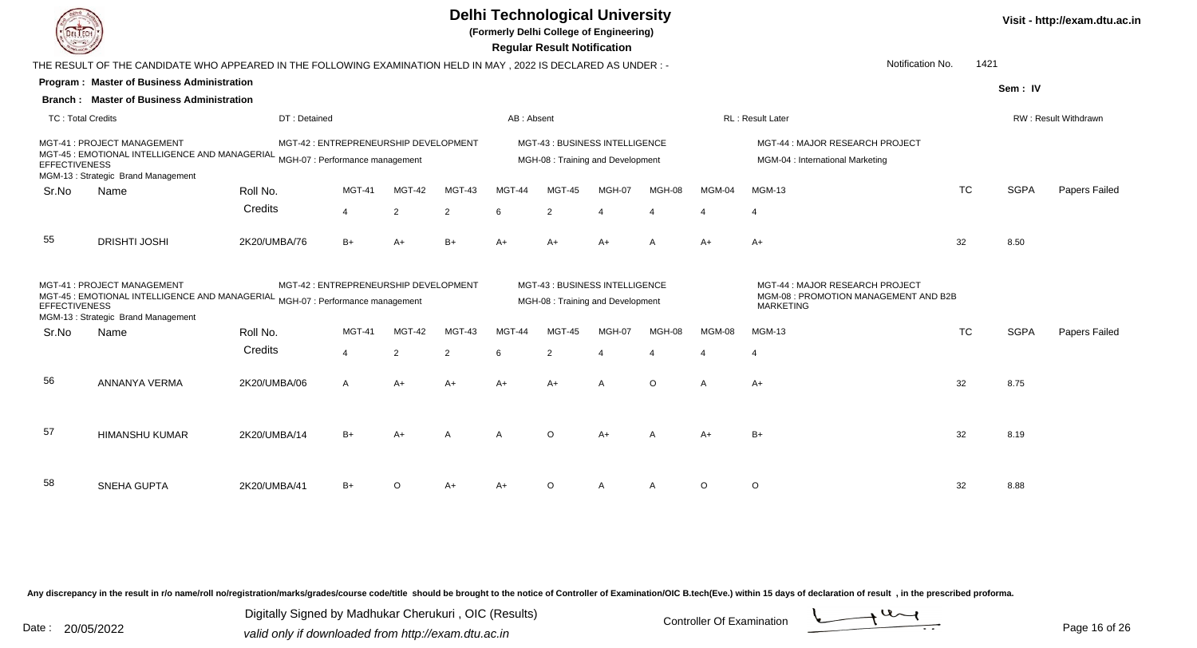# Delhi Technological University

**(Formerly Delhi College of Engineering)**

**Regular Result Notification**

Visit - http://exam.dtu.ac.in

THE RESULT OF THE CANDIDATE WHO APPEARED IN THE FOLLOWING EXAMINATION HELD IN MAY , 2022 IS DECLARED AS UNDER : -

Notification No. 1421

**Program : Master of Business Administration**

**Sem : IV**

**Branch : Master of Business Administration**

TC : Total Credits | DT : Detained | AB : Absent | RL : Result Later | RW : Result Withdrawn

MGT-41 : PROJECT MANAGEMENT
MGT-42 : ENTREPRENEURSHIP DEVELOPMENT
MGT-43 : BUSINESS INTELLIGENCE
MGT-44 : MAJOR RESEARCH PROJECT
MGT-45 : EMOTIONAL INTELLIGENCE AND MANAGERIAL EFFECTIVENESS
MGH-07 : Performance management
MGH-08 : Training and Development
MGM-04 : International Marketing
MGM-13 : Strategic Brand Management

| Sr.No | Name | Roll No. | MGT-41 | MGT-42 | MGT-43 | MGT-44 | MGT-45 | MGH-07 | MGH-08 | MGM-04 | MGM-13 | TC | SGPA | Papers Failed |
|---|---|---|---|---|---|---|---|---|---|---|---|---|---|---|
| | | Credits | 4 | 2 | 2 | 6 | 2 | 4 | 4 | 4 | 4 | | | |
| 55 | DRISHTI JOSHI | 2K20/UMBA/76 | B+ | A+ | B+ | A+ | A+ | A+ | A | A+ | A+ | 32 | 8.50 | |

MGT-41 : PROJECT MANAGEMENT
MGT-42 : ENTREPRENEURSHIP DEVELOPMENT
MGT-43 : BUSINESS INTELLIGENCE
MGT-44 : MAJOR RESEARCH PROJECT
MGT-45 : EMOTIONAL INTELLIGENCE AND MANAGERIAL EFFECTIVENESS
MGH-07 : Performance management
MGH-08 : Training and Development
MGM-08 : PROMOTION MANAGEMENT AND B2B MARKETING
MGM-13 : Strategic Brand Management

| Sr.No | Name | Roll No. | MGT-41 | MGT-42 | MGT-43 | MGT-44 | MGT-45 | MGH-07 | MGH-08 | MGM-08 | MGM-13 | TC | SGPA | Papers Failed |
|---|---|---|---|---|---|---|---|---|---|---|---|---|---|---|
| | | Credits | 4 | 2 | 2 | 6 | 2 | 4 | 4 | 4 | 4 | | | |
| 56 | ANNANYA VERMA | 2K20/UMBA/06 | A | A+ | A+ | A+ | A+ | A | O | A | A+ | 32 | 8.75 | |
| 57 | HIMANSHU KUMAR | 2K20/UMBA/14 | B+ | A+ | A | A | O | A+ | A | A+ | B+ | 32 | 8.19 | |
| 58 | SNEHA GUPTA | 2K20/UMBA/41 | B+ | O | A+ | A+ | O | A | A | O | O | 32 | 8.88 | |

Any discrepancy in the result in r/o name/roll no/registration/marks/grades/course code/title should be brought to the notice of Controller of Examination/OIC B.tech(Eve.) within 15 days of declaration of result , in the prescribed proforma.

Date : 20/05/2022

Digitally Signed by Madhukar Cherukuri , OIC (Results)
valid only if downloaded from http://exam.dtu.ac.in

Controller Of Examination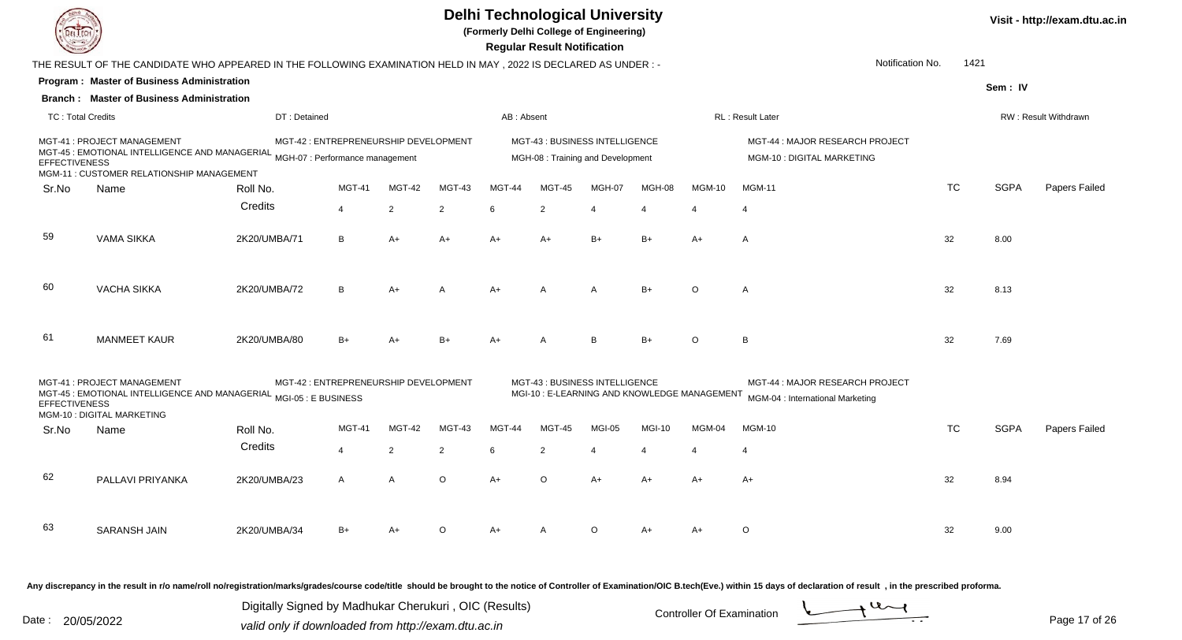# Delhi Technological University

**(Formerly Delhi College of Engineering)**

**Regular Result Notification**

Visit - http://exam.dtu.ac.in

THE RESULT OF THE CANDIDATE WHO APPEARED IN THE FOLLOWING EXAMINATION HELD IN MAY , 2022 IS DECLARED AS UNDER : -

Notification No. 1421

**Program : Master of Business Administration**

**Sem : IV**

**Branch : Master of Business Administration**

TC : Total Credits | DT : Detained | AB : Absent | RL : Result Later | RW : Result Withdrawn

MGT-41 : PROJECT MANAGEMENT
MGT-42 : ENTREPRENEURSHIP DEVELOPMENT
MGT-43 : BUSINESS INTELLIGENCE
MGT-44 : MAJOR RESEARCH PROJECT
MGT-45 : EMOTIONAL INTELLIGENCE AND MANAGERIAL EFFECTIVENESS
MGH-07 : Performance management
MGH-08 : Training and Development
MGM-10 : DIGITAL MARKETING
MGM-11 : CUSTOMER RELATIONSHIP MANAGEMENT

| Sr.No | Name | Roll No. | MGT-41 | MGT-42 | MGT-43 | MGT-44 | MGT-45 | MGH-07 | MGH-08 | MGM-10 | MGM-11 | TC | SGPA | Papers Failed |
|---|---|---|---|---|---|---|---|---|---|---|---|---|---|---|
| | | Credits | 4 | 2 | 2 | 6 | 2 | 4 | 4 | 4 | 4 | | | |
| 59 | VAMA SIKKA | 2K20/UMBA/71 | B | A+ | A+ | A+ | A+ | B+ | B+ | A+ | A | 32 | 8.00 | |
| 60 | VACHA SIKKA | 2K20/UMBA/72 | B | A+ | A | A+ | A | A | B+ | O | A | 32 | 8.13 | |
| 61 | MANMEET KAUR | 2K20/UMBA/80 | B+ | A+ | B+ | A+ | A | B | B+ | O | B | 32 | 7.69 | |

MGT-41 : PROJECT MANAGEMENT
MGT-42 : ENTREPRENEURSHIP DEVELOPMENT
MGT-43 : BUSINESS INTELLIGENCE
MGT-44 : MAJOR RESEARCH PROJECT
MGT-45 : EMOTIONAL INTELLIGENCE AND MANAGERIAL EFFECTIVENESS
MGI-05 : E BUSINESS
MGI-10 : E-LEARNING AND KNOWLEDGE MANAGEMENT
MGM-04 : International Marketing
MGM-10 : DIGITAL MARKETING

| Sr.No | Name | Roll No. | MGT-41 | MGT-42 | MGT-43 | MGT-44 | MGT-45 | MGI-05 | MGI-10 | MGM-04 | MGM-10 | TC | SGPA | Papers Failed |
|---|---|---|---|---|---|---|---|---|---|---|---|---|---|---|
| | | Credits | 4 | 2 | 2 | 6 | 2 | 4 | 4 | 4 | 4 | | | |
| 62 | PALLAVI PRIYANKA | 2K20/UMBA/23 | A | A | O | A+ | O | A+ | A+ | A+ | A+ | 32 | 8.94 | |
| 63 | SARANSH JAIN | 2K20/UMBA/34 | B+ | A+ | O | A+ | A | O | A+ | A+ | O | 32 | 9.00 | |

Any discrepancy in the result in r/o name/roll no/registration/marks/grades/course code/title should be brought to the notice of Controller of Examination/OIC B.tech(Eve.) within 15 days of declaration of result , in the prescribed proforma.

Date : 20/05/2022

Digitally Signed by Madhukar Cherukuri , OIC (Results)
valid only if downloaded from http://exam.dtu.ac.in

Controller Of Examination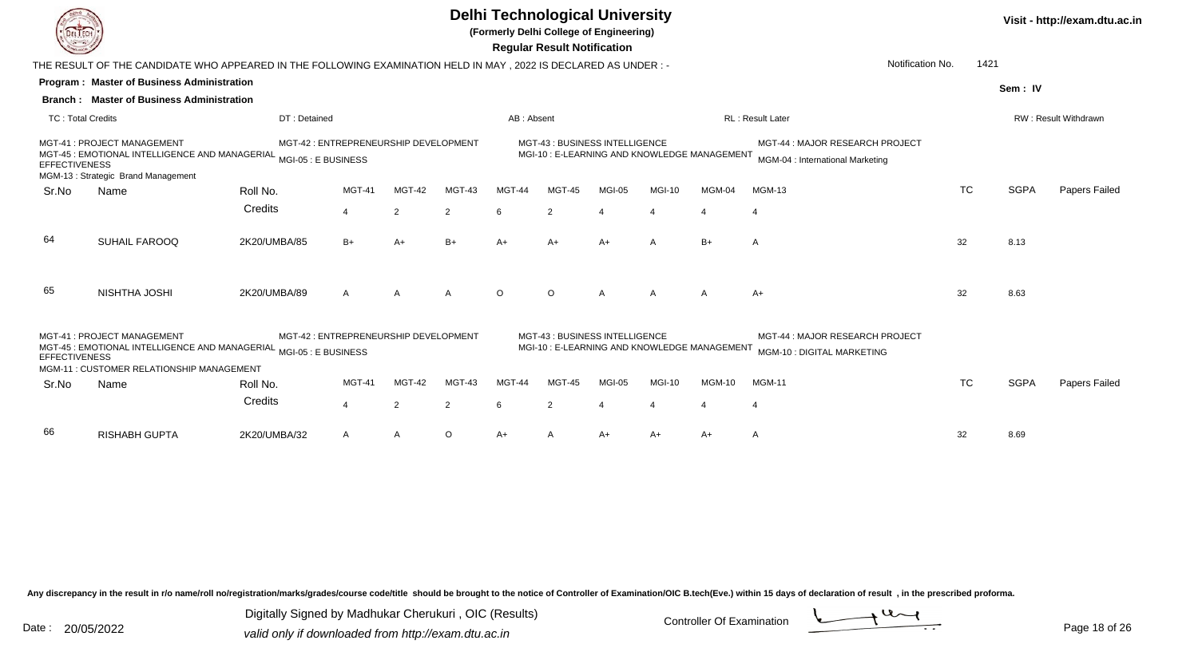# Delhi Technological University

**(Formerly Delhi College of Engineering)**

**Regular Result Notification**

Visit - http://exam.dtu.ac.in

THE RESULT OF THE CANDIDATE WHO APPEARED IN THE FOLLOWING EXAMINATION HELD IN MAY , 2022 IS DECLARED AS UNDER : -

Notification No. 1421

**Program : Master of Business Administration**

**Sem : IV**

**Branch : Master of Business Administration**

TC : Total Credits | DT : Detained | AB : Absent | RL : Result Later | RW : Result Withdrawn

MGT-41 : PROJECT MANAGEMENT
MGT-42 : ENTREPRENEURSHIP DEVELOPMENT
MGT-43 : BUSINESS INTELLIGENCE
MGT-44 : MAJOR RESEARCH PROJECT
MGT-45 : EMOTIONAL INTELLIGENCE AND MANAGERIAL EFFECTIVENESS
MGI-05 : E BUSINESS
MGI-10 : E-LEARNING AND KNOWLEDGE MANAGEMENT
MGM-04 : International Marketing
MGM-13 : Strategic Brand Management

| Sr.No | Name | Roll No. | MGT-41 | MGT-42 | MGT-43 | MGT-44 | MGT-45 | MGI-05 | MGI-10 | MGM-04 | MGM-13 | TC | SGPA | Papers Failed |
|---|---|---|---|---|---|---|---|---|---|---|---|---|---|---|
| | | Credits | 4 | 2 | 2 | 6 | 2 | 4 | 4 | 4 | 4 | | | |
| 64 | SUHAIL FAROOQ | 2K20/UMBA/85 | B+ | A+ | B+ | A+ | A+ | A+ | A | B+ | A | 32 | 8.13 | |
| 65 | NISHTHA JOSHI | 2K20/UMBA/89 | A | A | A | O | O | A | A | A | A+ | 32 | 8.63 | |

MGT-41 : PROJECT MANAGEMENT
MGT-42 : ENTREPRENEURSHIP DEVELOPMENT
MGT-43 : BUSINESS INTELLIGENCE
MGT-44 : MAJOR RESEARCH PROJECT
MGT-45 : EMOTIONAL INTELLIGENCE AND MANAGERIAL EFFECTIVENESS
MGI-05 : E BUSINESS
MGI-10 : E-LEARNING AND KNOWLEDGE MANAGEMENT
MGM-10 : DIGITAL MARKETING
MGM-11 : CUSTOMER RELATIONSHIP MANAGEMENT

| Sr.No | Name | Roll No. | MGT-41 | MGT-42 | MGT-43 | MGT-44 | MGT-45 | MGI-05 | MGI-10 | MGM-10 | MGM-11 | TC | SGPA | Papers Failed |
|---|---|---|---|---|---|---|---|---|---|---|---|---|---|---|
| | | Credits | 4 | 2 | 2 | 6 | 2 | 4 | 4 | 4 | 4 | | | |
| 66 | RISHABH GUPTA | 2K20/UMBA/32 | A | A | O | A+ | A | A+ | A+ | A+ | A | 32 | 8.69 | |

Any discrepancy in the result in r/o name/roll no/registration/marks/grades/course code/title should be brought to the notice of Controller of Examination/OIC B.tech(Eve.) within 15 days of declaration of result , in the prescribed proforma.

Date : 20/05/2022

Digitally Signed by Madhukar Cherukuri , OIC (Results)
valid only if downloaded from http://exam.dtu.ac.in

Controller Of Examination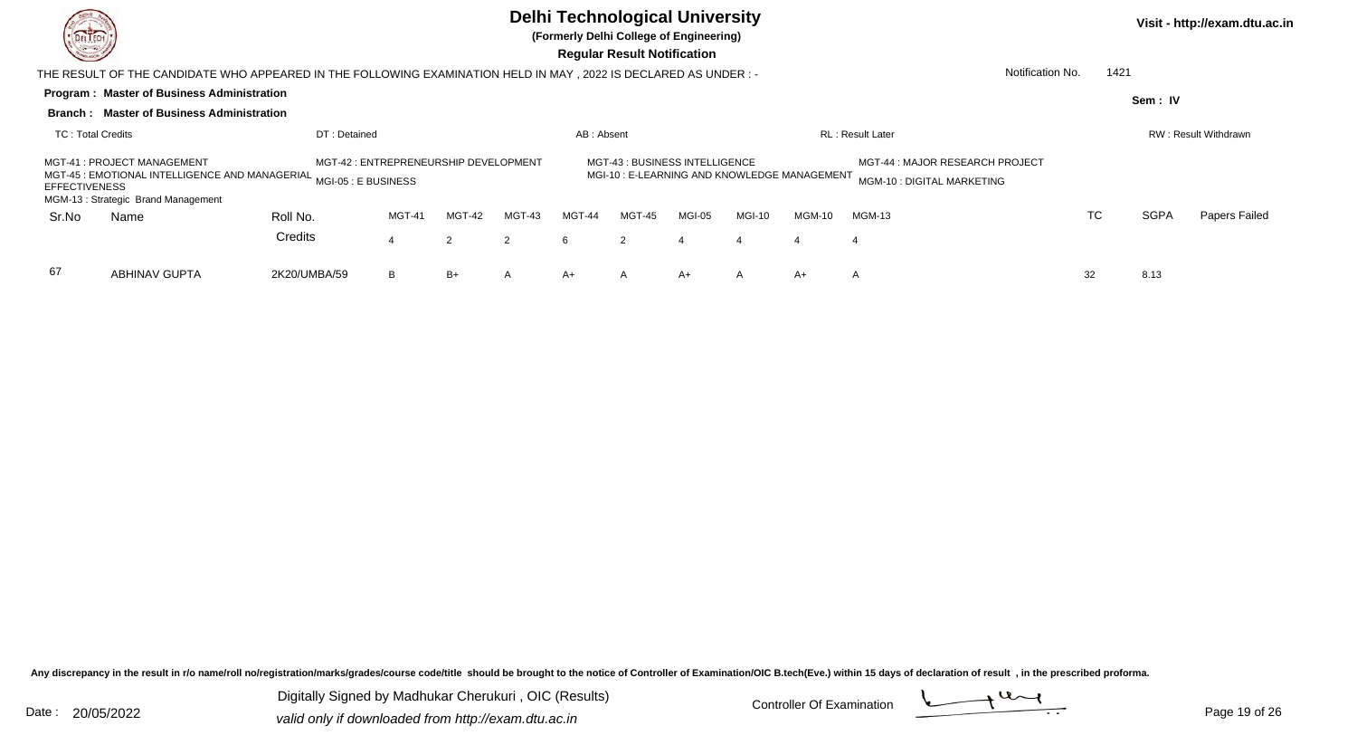# Delhi Technological University

**(Formerly Delhi College of Engineering)**

**Regular Result Notification**

Visit - http://exam.dtu.ac.in

THE RESULT OF THE CANDIDATE WHO APPEARED IN THE FOLLOWING EXAMINATION HELD IN MAY , 2022 IS DECLARED AS UNDER : -

Notification No. 1421

**Program : Master of Business Administration**

**Sem : IV**

**Branch : Master of Business Administration**

TC : Total Credits | DT : Detained | AB : Absent | RL : Result Later | RW : Result Withdrawn

MGT-41 : PROJECT MANAGEMENT
MGT-42 : ENTREPRENEURSHIP DEVELOPMENT
MGT-43 : BUSINESS INTELLIGENCE
MGT-44 : MAJOR RESEARCH PROJECT
MGT-45 : EMOTIONAL INTELLIGENCE AND MANAGERIAL EFFECTIVENESS
MGI-05 : E BUSINESS
MGI-10 : E-LEARNING AND KNOWLEDGE MANAGEMENT
MGM-10 : DIGITAL MARKETING
MGM-13 : Strategic Brand Management

| Sr.No | Name | Roll No. | MGT-41 | MGT-42 | MGT-43 | MGT-44 | MGT-45 | MGI-05 | MGI-10 | MGM-10 | MGM-13 | TC | SGPA | Papers Failed |
|---|---|---|---|---|---|---|---|---|---|---|---|---|---|---|
| | | Credits | 4 | 2 | 2 | 6 | 2 | 4 | 4 | 4 | 4 | | | |
| 67 | ABHINAV GUPTA | 2K20/UMBA/59 | B | B+ | A | A+ | A | A+ | A | A+ | A | 32 | 8.13 | |

Any discrepancy in the result in r/o name/roll no/registration/marks/grades/course code/title should be brought to the notice of Controller of Examination/OIC B.tech(Eve.) within 15 days of declaration of result , in the prescribed proforma.

Date : 20/05/2022

Digitally Signed by Madhukar Cherukuri , OIC (Results)
valid only if downloaded from http://exam.dtu.ac.in

Controller Of Examination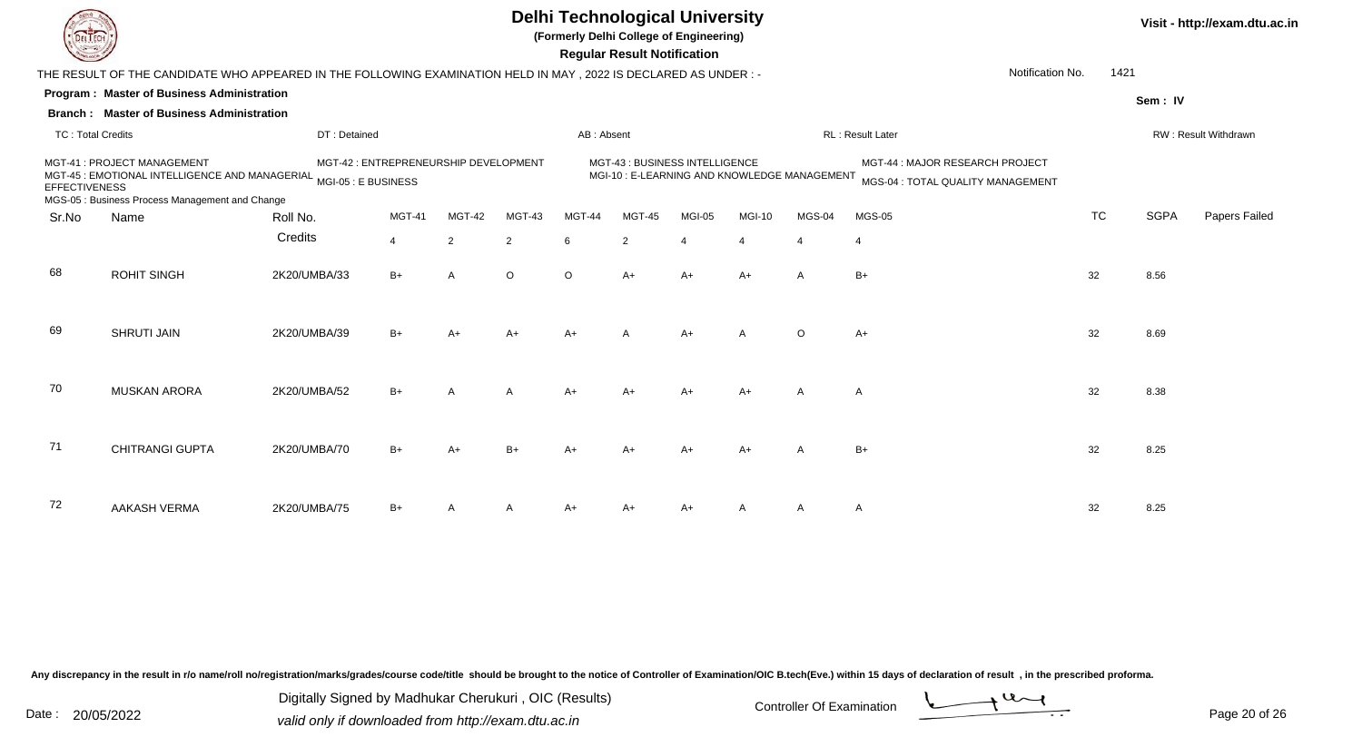# Delhi Technological University

**(Formerly Delhi College of Engineering)**

**Regular Result Notification**

Visit - http://exam.dtu.ac.in

THE RESULT OF THE CANDIDATE WHO APPEARED IN THE FOLLOWING EXAMINATION HELD IN MAY , 2022 IS DECLARED AS UNDER : -

Notification No. 1421

**Program : Master of Business Administration**

**Sem : IV**

**Branch : Master of Business Administration**

TC : Total Credits | DT : Detained | AB : Absent | RL : Result Later | RW : Result Withdrawn

MGT-41 : PROJECT MANAGEMENT
MGT-42 : ENTREPRENEURSHIP DEVELOPMENT
MGT-43 : BUSINESS INTELLIGENCE
MGT-44 : MAJOR RESEARCH PROJECT
MGT-45 : EMOTIONAL INTELLIGENCE AND MANAGERIAL EFFECTIVENESS
MGI-05 : E BUSINESS
MGI-10 : E-LEARNING AND KNOWLEDGE MANAGEMENT
MGS-04 : TOTAL QUALITY MANAGEMENT
MGS-05 : Business Process Management and Change

| Sr.No | Name | Roll No. | MGT-41 | MGT-42 | MGT-43 | MGT-44 | MGT-45 | MGI-05 | MGI-10 | MGS-04 | MGS-05 | TC | SGPA | Papers Failed |
|---|---|---|---|---|---|---|---|---|---|---|---|---|---|---|
| | | Credits | 4 | 2 | 2 | 6 | 2 | 4 | 4 | 4 | 4 | | | |
| 68 | ROHIT SINGH | 2K20/UMBA/33 | B+ | A | O | O | A+ | A+ | A+ | A | B+ | 32 | 8.56 | |
| 69 | SHRUTI JAIN | 2K20/UMBA/39 | B+ | A+ | A+ | A+ | A | A+ | A | O | A+ | 32 | 8.69 | |
| 70 | MUSKAN ARORA | 2K20/UMBA/52 | B+ | A | A | A+ | A+ | A+ | A+ | A | A | 32 | 8.38 | |
| 71 | CHITRANGI GUPTA | 2K20/UMBA/70 | B+ | A+ | B+ | A+ | A+ | A+ | A+ | A | B+ | 32 | 8.25 | |
| 72 | AAKASH VERMA | 2K20/UMBA/75 | B+ | A | A | A+ | A+ | A+ | A | A | A | 32 | 8.25 | |

Any discrepancy in the result in r/o name/roll no/registration/marks/grades/course code/title should be brought to the notice of Controller of Examination/OIC B.tech(Eve.) within 15 days of declaration of result , in the prescribed proforma.

Date : 20/05/2022

Digitally Signed by Madhukar Cherukuri , OIC (Results)
valid only if downloaded from http://exam.dtu.ac.in

Controller Of Examination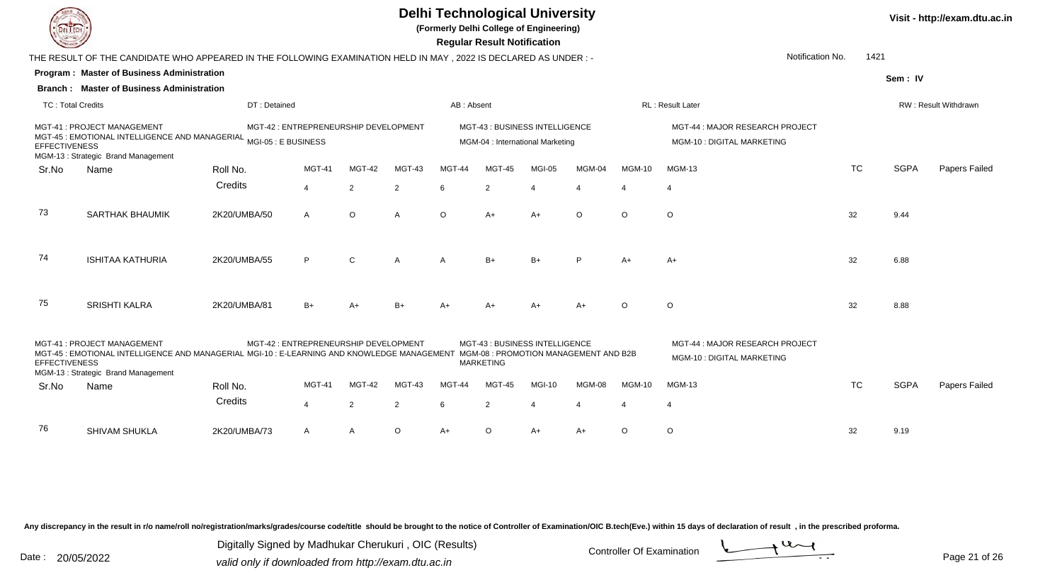# Delhi Technological University

**(Formerly Delhi College of Engineering)**

**Regular Result Notification**

Visit - http://exam.dtu.ac.in

THE RESULT OF THE CANDIDATE WHO APPEARED IN THE FOLLOWING EXAMINATION HELD IN MAY , 2022 IS DECLARED AS UNDER : -

Notification No. 1421

**Program : Master of Business Administration**

**Branch : Master of Business Administration**

Sem : IV

TC : Total Credits | DT : Detained | AB : Absent | RL : Result Later | RW : Result Withdrawn

MGT-41 : PROJECT MANAGEMENT
MGT-42 : ENTREPRENEURSHIP DEVELOPMENT
MGT-43 : BUSINESS INTELLIGENCE
MGT-44 : MAJOR RESEARCH PROJECT
MGT-45 : EMOTIONAL INTELLIGENCE AND MANAGERIAL EFFECTIVENESS
MGI-05 : E BUSINESS
MGM-04 : International Marketing
MGM-10 : DIGITAL MARKETING
MGM-13 : Strategic Brand Management

| Sr.No | Name | Roll No. | MGT-41 | MGT-42 | MGT-43 | MGT-44 | MGT-45 | MGI-05 | MGM-04 | MGM-10 | MGM-13 | TC | SGPA | Papers Failed |
|---|---|---|---|---|---|---|---|---|---|---|---|---|---|---|
| | | Credits | 4 | 2 | 2 | 6 | 2 | 4 | 4 | 4 | 4 | | | |
| 73 | SARTHAK BHAUMIK | 2K20/UMBA/50 | A | O | A | O | A+ | A+ | O | O | O | 32 | 9.44 | |
| 74 | ISHITAA KATHURIA | 2K20/UMBA/55 | P | C | A | A | B+ | B+ | P | A+ | A+ | 32 | 6.88 | |
| 75 | SRISHTI KALRA | 2K20/UMBA/81 | B+ | A+ | B+ | A+ | A+ | A+ | A+ | O | O | 32 | 8.88 | |

MGT-41 : PROJECT MANAGEMENT
MGT-42 : ENTREPRENEURSHIP DEVELOPMENT
MGT-43 : BUSINESS INTELLIGENCE
MGT-44 : MAJOR RESEARCH PROJECT
MGT-45 : EMOTIONAL INTELLIGENCE AND MANAGERIAL EFFECTIVENESS
MGI-10 : E-LEARNING AND KNOWLEDGE MANAGEMENT
MGM-08 : PROMOTION MANAGEMENT AND B2B MARKETING
MGM-10 : DIGITAL MARKETING
MGM-13 : Strategic Brand Management

| Sr.No | Name | Roll No. | MGT-41 | MGT-42 | MGT-43 | MGT-44 | MGT-45 | MGI-10 | MGM-08 | MGM-10 | MGM-13 | TC | SGPA | Papers Failed |
|---|---|---|---|---|---|---|---|---|---|---|---|---|---|---|
| | | Credits | 4 | 2 | 2 | 6 | 2 | 4 | 4 | 4 | 4 | | | |
| 76 | SHIVAM SHUKLA | 2K20/UMBA/73 | A | A | O | A+ | O | A+ | A+ | O | O | 32 | 9.19 | |

Any discrepancy in the result in r/o name/roll no/registration/marks/grades/course code/title should be brought to the notice of Controller of Examination/OIC B.tech(Eve.) within 15 days of declaration of result , in the prescribed proforma.

Date : 20/05/2022

Digitally Signed by Madhukar Cherukuri , OIC (Results)
valid only if downloaded from http://exam.dtu.ac.in

Controller Of Examination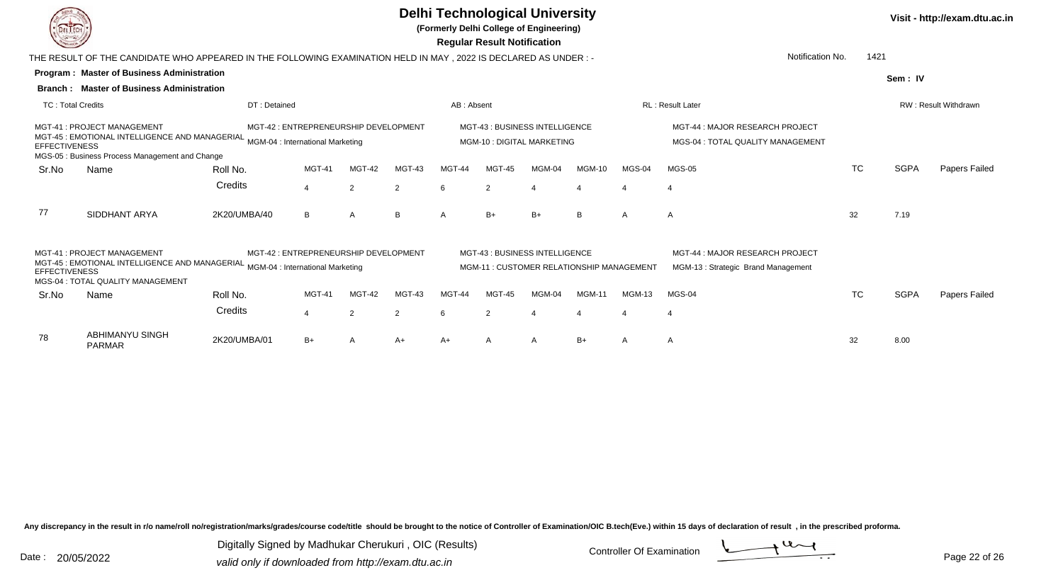# Delhi Technological University

**(Formerly Delhi College of Engineering)**

**Regular Result Notification**

Visit - http://exam.dtu.ac.in

THE RESULT OF THE CANDIDATE WHO APPEARED IN THE FOLLOWING EXAMINATION HELD IN MAY , 2022 IS DECLARED AS UNDER : -

Notification No. 1421

**Program : Master of Business Administration**

**Branch : Master of Business Administration**

Sem : IV

TC : Total Credits | DT : Detained | AB : Absent | RL : Result Later | RW : Result Withdrawn

MGT-41 : PROJECT MANAGEMENT
MGT-42 : ENTREPRENEURSHIP DEVELOPMENT
MGT-43 : BUSINESS INTELLIGENCE
MGT-44 : MAJOR RESEARCH PROJECT
MGT-45 : EMOTIONAL INTELLIGENCE AND MANAGERIAL EFFECTIVENESS
MGM-04 : International Marketing
MGM-10 : DIGITAL MARKETING
MGS-04 : TOTAL QUALITY MANAGEMENT
MGS-05 : Business Process Management and Change

| Sr.No | Name | Roll No. | MGT-41 | MGT-42 | MGT-43 | MGT-44 | MGT-45 | MGM-04 | MGM-10 | MGS-04 | MGS-05 | TC | SGPA | Papers Failed |
|---|---|---|---|---|---|---|---|---|---|---|---|---|---|---|
| | | Credits | 4 | 2 | 2 | 6 | 2 | 4 | 4 | 4 | 4 | | | |
| 77 | SIDDHANT ARYA | 2K20/UMBA/40 | B | A | B | A | B+ | B+ | B | A | A | 32 | 7.19 | |

MGT-41 : PROJECT MANAGEMENT
MGT-42 : ENTREPRENEURSHIP DEVELOPMENT
MGT-43 : BUSINESS INTELLIGENCE
MGT-44 : MAJOR RESEARCH PROJECT
MGT-45 : EMOTIONAL INTELLIGENCE AND MANAGERIAL EFFECTIVENESS
MGM-04 : International Marketing
MGM-11 : CUSTOMER RELATIONSHIP MANAGEMENT
MGM-13 : Strategic Brand Management
MGS-04 : TOTAL QUALITY MANAGEMENT

| Sr.No | Name | Roll No. | MGT-41 | MGT-42 | MGT-43 | MGT-44 | MGT-45 | MGM-04 | MGM-11 | MGM-13 | MGS-04 | TC | SGPA | Papers Failed |
|---|---|---|---|---|---|---|---|---|---|---|---|---|---|---|
| | | Credits | 4 | 2 | 2 | 6 | 2 | 4 | 4 | 4 | 4 | | | |
| 78 | ABHIMANYU SINGH PARMAR | 2K20/UMBA/01 | B+ | A | A+ | A+ | A | A | B+ | A | A | 32 | 8.00 | |

Any discrepancy in the result in r/o name/roll no/registration/marks/grades/course code/title should be brought to the notice of Controller of Examination/OIC B.tech(Eve.) within 15 days of declaration of result , in the prescribed proforma.

Date : 20/05/2022

Digitally Signed by Madhukar Cherukuri , OIC (Results)
valid only if downloaded from http://exam.dtu.ac.in

Controller Of Examination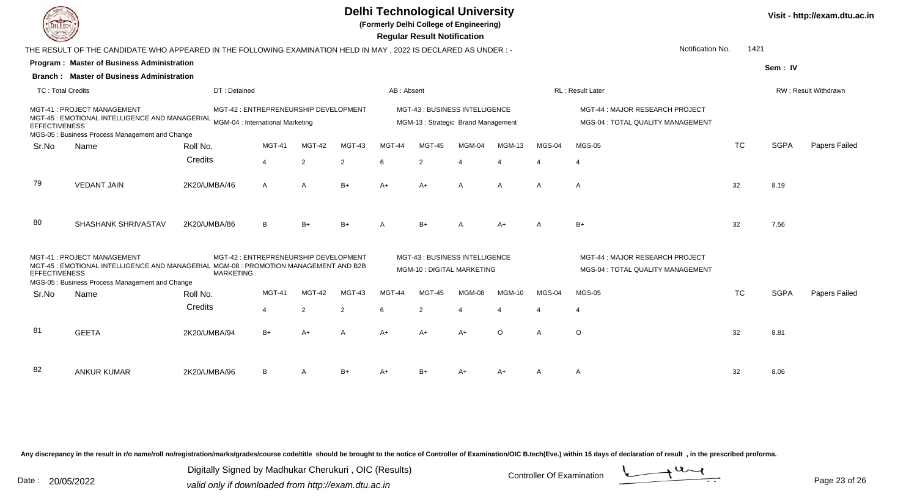# Delhi Technological University

**(Formerly Delhi College of Engineering)**

**Regular Result Notification**

Visit - http://exam.dtu.ac.in

THE RESULT OF THE CANDIDATE WHO APPEARED IN THE FOLLOWING EXAMINATION HELD IN MAY , 2022 IS DECLARED AS UNDER : -

Notification No. 1421

**Program : Master of Business Administration**

**Branch : Master of Business Administration**

Sem : IV

TC : Total Credits | DT : Detained | AB : Absent | RL : Result Later | RW : Result Withdrawn

MGT-41 : PROJECT MANAGEMENT
MGT-42 : ENTREPRENEURSHIP DEVELOPMENT
MGT-43 : BUSINESS INTELLIGENCE
MGT-44 : MAJOR RESEARCH PROJECT
MGT-45 : EMOTIONAL INTELLIGENCE AND MANAGERIAL EFFECTIVENESS
MGM-04 : International Marketing
MGM-13 : Strategic Brand Management
MGS-04 : TOTAL QUALITY MANAGEMENT
MGS-05 : Business Process Management and Change

| Sr.No | Name | Roll No. | MGT-41 | MGT-42 | MGT-43 | MGT-44 | MGT-45 | MGM-04 | MGM-13 | MGS-04 | MGS-05 | TC | SGPA | Papers Failed |
|---|---|---|---|---|---|---|---|---|---|---|---|---|---|---|
| | | Credits | 4 | 2 | 2 | 6 | 2 | 4 | 4 | 4 | 4 | | | |
| 79 | VEDANT JAIN | 2K20/UMBA/46 | A | A | B+ | A+ | A+ | A | A | A | A | 32 | 8.19 | |
| 80 | SHASHANK SHRIVASTAV | 2K20/UMBA/86 | B | B+ | B+ | A | B+ | A | A+ | A | B+ | 32 | 7.56 | |

MGT-41 : PROJECT MANAGEMENT
MGT-42 : ENTREPRENEURSHIP DEVELOPMENT
MGT-43 : BUSINESS INTELLIGENCE
MGT-44 : MAJOR RESEARCH PROJECT
MGT-45 : EMOTIONAL INTELLIGENCE AND MANAGERIAL EFFECTIVENESS
MGM-08 : PROMOTION MANAGEMENT AND B2B MARKETING
MGM-10 : DIGITAL MARKETING
MGS-04 : TOTAL QUALITY MANAGEMENT
MGS-05 : Business Process Management and Change

| Sr.No | Name | Roll No. | MGT-41 | MGT-42 | MGT-43 | MGT-44 | MGT-45 | MGM-08 | MGM-10 | MGS-04 | MGS-05 | TC | SGPA | Papers Failed |
|---|---|---|---|---|---|---|---|---|---|---|---|---|---|---|
| | | Credits | 4 | 2 | 2 | 6 | 2 | 4 | 4 | 4 | 4 | | | |
| 81 | GEETA | 2K20/UMBA/94 | B+ | A+ | A | A+ | A+ | A+ | O | A | O | 32 | 8.81 | |
| 82 | ANKUR KUMAR | 2K20/UMBA/96 | B | A | B+ | A+ | B+ | A+ | A+ | A | A | 32 | 8.06 | |

Any discrepancy in the result in r/o name/roll no/registration/marks/grades/course code/title should be brought to the notice of Controller of Examination/OIC B.tech(Eve.) within 15 days of declaration of result , in the prescribed proforma.

Date : 20/05/2022

Digitally Signed by Madhukar Cherukuri , OIC (Results)
valid only if downloaded from http://exam.dtu.ac.in

Controller Of Examination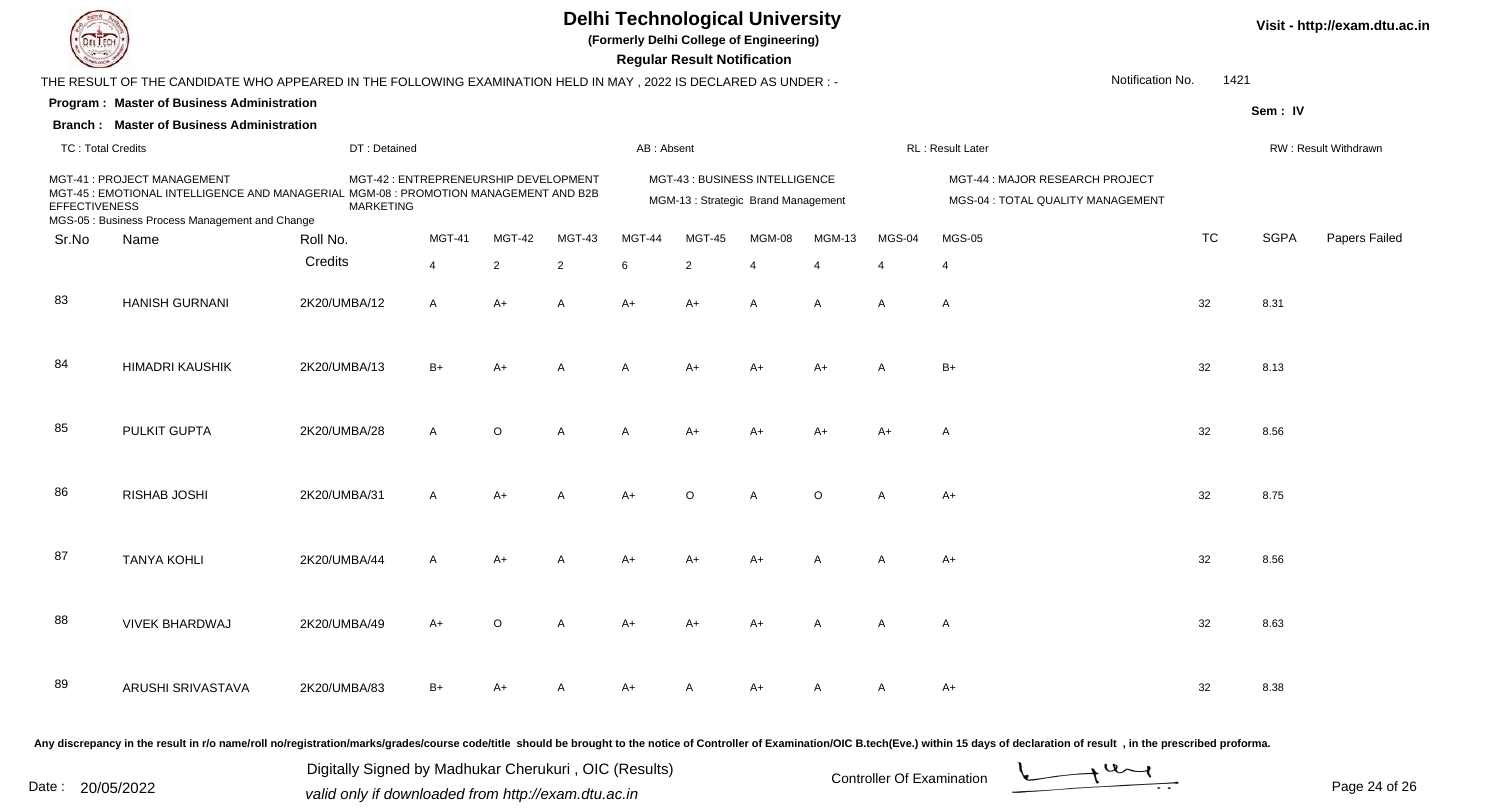# Delhi Technological University

**(Formerly Delhi College of Engineering)**

**Regular Result Notification**

Visit - http://exam.dtu.ac.in

THE RESULT OF THE CANDIDATE WHO APPEARED IN THE FOLLOWING EXAMINATION HELD IN MAY , 2022 IS DECLARED AS UNDER : -

Notification No. 1421

**Program : Master of Business Administration**

**Branch : Master of Business Administration**

Sem : IV

TC : Total Credits | DT : Detained | AB : Absent | RL : Result Later | RW : Result Withdrawn

MGT-41 : PROJECT MANAGEMENT
MGT-42 : ENTREPRENEURSHIP DEVELOPMENT
MGT-43 : BUSINESS INTELLIGENCE
MGT-44 : MAJOR RESEARCH PROJECT
MGT-45 : EMOTIONAL INTELLIGENCE AND MANAGERIAL EFFECTIVENESS
MGM-08 : PROMOTION MANAGEMENT AND B2B MARKETING
MGM-13 : Strategic Brand Management
MGS-04 : TOTAL QUALITY MANAGEMENT
MGS-05 : Business Process Management and Change

| Sr.No | Name | Roll No. | MGT-41 | MGT-42 | MGT-43 | MGT-44 | MGT-45 | MGM-08 | MGM-13 | MGS-04 | MGS-05 | TC | SGPA | Papers Failed |
|---|---|---|---|---|---|---|---|---|---|---|---|---|---|---|
| | | Credits | 4 | 2 | 2 | 6 | 2 | 4 | 4 | 4 | 4 | | | |
| 83 | HANISH GURNANI | 2K20/UMBA/12 | A | A+ | A | A+ | A+ | A | A | A | A | 32 | 8.31 | |
| 84 | HIMADRI KAUSHIK | 2K20/UMBA/13 | B+ | A+ | A | A | A+ | A+ | A+ | A | B+ | 32 | 8.13 | |
| 85 | PULKIT GUPTA | 2K20/UMBA/28 | A | O | A | A | A+ | A+ | A+ | A+ | A | 32 | 8.56 | |
| 86 | RISHAB JOSHI | 2K20/UMBA/31 | A | A+ | A | A+ | O | A | O | A | A+ | 32 | 8.75 | |
| 87 | TANYA KOHLI | 2K20/UMBA/44 | A | A+ | A | A+ | A+ | A+ | A | A | A+ | 32 | 8.56 | |
| 88 | VIVEK BHARDWAJ | 2K20/UMBA/49 | A+ | O | A | A+ | A+ | A+ | A | A | A | 32 | 8.63 | |
| 89 | ARUSHI SRIVASTAVA | 2K20/UMBA/83 | B+ | A+ | A | A+ | A | A+ | A | A | A+ | 32 | 8.38 | |

Any discrepancy in the result in r/o name/roll no/registration/marks/grades/course code/title should be brought to the notice of Controller of Examination/OIC B.tech(Eve.) within 15 days of declaration of result , in the prescribed proforma.

Date : 20/05/2022

Digitally Signed by Madhukar Cherukuri , OIC (Results)
valid only if downloaded from http://exam.dtu.ac.in

Controller Of Examination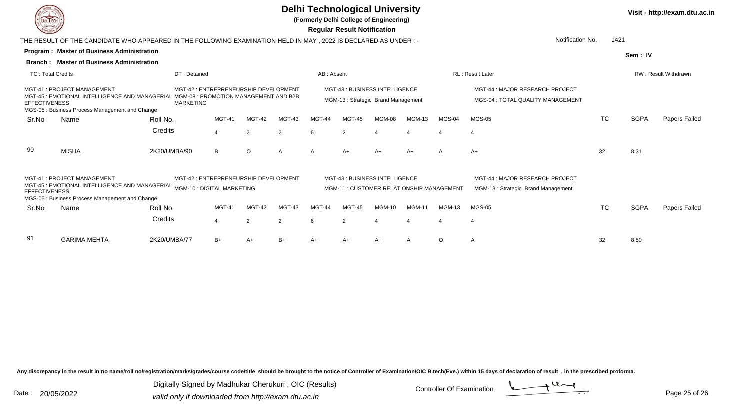# Delhi Technological University

**(Formerly Delhi College of Engineering)**

**Regular Result Notification**

Visit - http://exam.dtu.ac.in

THE RESULT OF THE CANDIDATE WHO APPEARED IN THE FOLLOWING EXAMINATION HELD IN MAY , 2022 IS DECLARED AS UNDER : -

Notification No. 1421

**Program : Master of Business Administration**

**Sem : IV**

**Branch : Master of Business Administration**

TC : Total Credits | DT : Detained | AB : Absent | RL : Result Later | RW : Result Withdrawn

MGT-41 : PROJECT MANAGEMENT
MGT-42 : ENTREPRENEURSHIP DEVELOPMENT
MGT-43 : BUSINESS INTELLIGENCE
MGT-44 : MAJOR RESEARCH PROJECT
MGT-45 : EMOTIONAL INTELLIGENCE AND MANAGERIAL EFFECTIVENESS
MGM-08 : PROMOTION MANAGEMENT AND B2B MARKETING
MGM-13 : Strategic Brand Management
MGS-04 : TOTAL QUALITY MANAGEMENT
MGS-05 : Business Process Management and Change

| Sr.No | Name | Roll No. | MGT-41 | MGT-42 | MGT-43 | MGT-44 | MGT-45 | MGM-08 | MGM-13 | MGS-04 | MGS-05 | TC | SGPA | Papers Failed |
|---|---|---|---|---|---|---|---|---|---|---|---|---|---|---|
| | | Credits | 4 | 2 | 2 | 6 | 2 | 4 | 4 | 4 | 4 | | | |
| 90 | MISHA | 2K20/UMBA/90 | B | O | A | A | A+ | A+ | A+ | A | A+ | 32 | 8.31 | |

MGT-41 : PROJECT MANAGEMENT
MGT-42 : ENTREPRENEURSHIP DEVELOPMENT
MGT-43 : BUSINESS INTELLIGENCE
MGT-44 : MAJOR RESEARCH PROJECT
MGT-45 : EMOTIONAL INTELLIGENCE AND MANAGERIAL EFFECTIVENESS
MGM-10 : DIGITAL MARKETING
MGM-11 : CUSTOMER RELATIONSHIP MANAGEMENT
MGM-13 : Strategic Brand Management
MGS-05 : Business Process Management and Change

| Sr.No | Name | Roll No. | MGT-41 | MGT-42 | MGT-43 | MGT-44 | MGT-45 | MGM-10 | MGM-11 | MGM-13 | MGS-05 | TC | SGPA | Papers Failed |
|---|---|---|---|---|---|---|---|---|---|---|---|---|---|---|
| | | Credits | 4 | 2 | 2 | 6 | 2 | 4 | 4 | 4 | 4 | | | |
| 91 | GARIMA MEHTA | 2K20/UMBA/77 | B+ | A+ | B+ | A+ | A+ | A+ | A | O | A | 32 | 8.50 | |

Any discrepancy in the result in r/o name/roll no/registration/marks/grades/course code/title should be brought to the notice of Controller of Examination/OIC B.tech(Eve.) within 15 days of declaration of result , in the prescribed proforma.

Date : 20/05/2022

Digitally Signed by Madhukar Cherukuri , OIC (Results)
valid only if downloaded from http://exam.dtu.ac.in

Controller Of Examination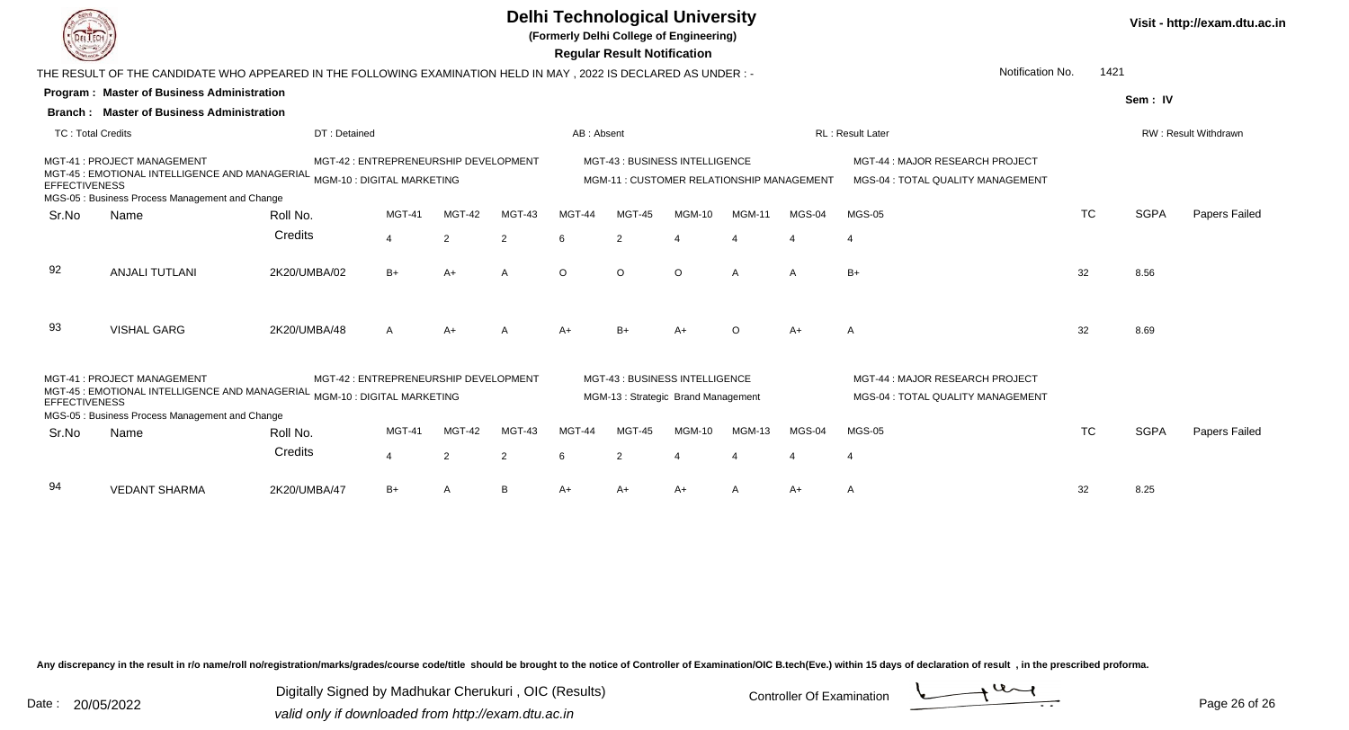# Delhi Technological University

**(Formerly Delhi College of Engineering)**

**Regular Result Notification**

Visit - http://exam.dtu.ac.in

THE RESULT OF THE CANDIDATE WHO APPEARED IN THE FOLLOWING EXAMINATION HELD IN MAY , 2022 IS DECLARED AS UNDER : -

Notification No. 1421

**Program : Master of Business Administration**

**Branch : Master of Business Administration**

Sem : IV

TC : Total Credits | DT : Detained | AB : Absent | RL : Result Later | RW : Result Withdrawn

MGT-41 : PROJECT MANAGEMENT
MGT-42 : ENTREPRENEURSHIP DEVELOPMENT
MGT-43 : BUSINESS INTELLIGENCE
MGT-44 : MAJOR RESEARCH PROJECT
MGT-45 : EMOTIONAL INTELLIGENCE AND MANAGERIAL EFFECTIVENESS
MGM-10 : DIGITAL MARKETING
MGM-11 : CUSTOMER RELATIONSHIP MANAGEMENT
MGS-04 : TOTAL QUALITY MANAGEMENT
MGS-05 : Business Process Management and Change

| Sr.No | Name | Roll No. | MGT-41 | MGT-42 | MGT-43 | MGT-44 | MGT-45 | MGM-10 | MGM-11 | MGS-04 | MGS-05 | TC | SGPA | Papers Failed |
|---|---|---|---|---|---|---|---|---|---|---|---|---|---|---|
| | | Credits | 4 | 2 | 2 | 6 | 2 | 4 | 4 | 4 | 4 | | | |
| 92 | ANJALI TUTLANI | 2K20/UMBA/02 | B+ | A+ | A | O | O | O | A | A | B+ | 32 | 8.56 | |
| 93 | VISHAL GARG | 2K20/UMBA/48 | A | A+ | A | A+ | B+ | A+ | O | A+ | A | 32 | 8.69 | |

MGT-41 : PROJECT MANAGEMENT
MGT-42 : ENTREPRENEURSHIP DEVELOPMENT
MGT-43 : BUSINESS INTELLIGENCE
MGT-44 : MAJOR RESEARCH PROJECT
MGT-45 : EMOTIONAL INTELLIGENCE AND MANAGERIAL EFFECTIVENESS
MGM-10 : DIGITAL MARKETING
MGM-13 : Strategic Brand Management
MGS-04 : TOTAL QUALITY MANAGEMENT
MGS-05 : Business Process Management and Change

| Sr.No | Name | Roll No. | MGT-41 | MGT-42 | MGT-43 | MGT-44 | MGT-45 | MGM-10 | MGM-13 | MGS-04 | MGS-05 | TC | SGPA | Papers Failed |
|---|---|---|---|---|---|---|---|---|---|---|---|---|---|---|
| | | Credits | 4 | 2 | 2 | 6 | 2 | 4 | 4 | 4 | 4 | | | |
| 94 | VEDANT SHARMA | 2K20/UMBA/47 | B+ | A | B | A+ | A+ | A+ | A | A+ | A | 32 | 8.25 | |

Any discrepancy in the result in r/o name/roll no/registration/marks/grades/course code/title should be brought to the notice of Controller of Examination/OIC B.tech(Eve.) within 15 days of declaration of result , in the prescribed proforma.

Date : 20/05/2022

Digitally Signed by Madhukar Cherukuri , OIC (Results)
valid only if downloaded from http://exam.dtu.ac.in

Controller Of Examination